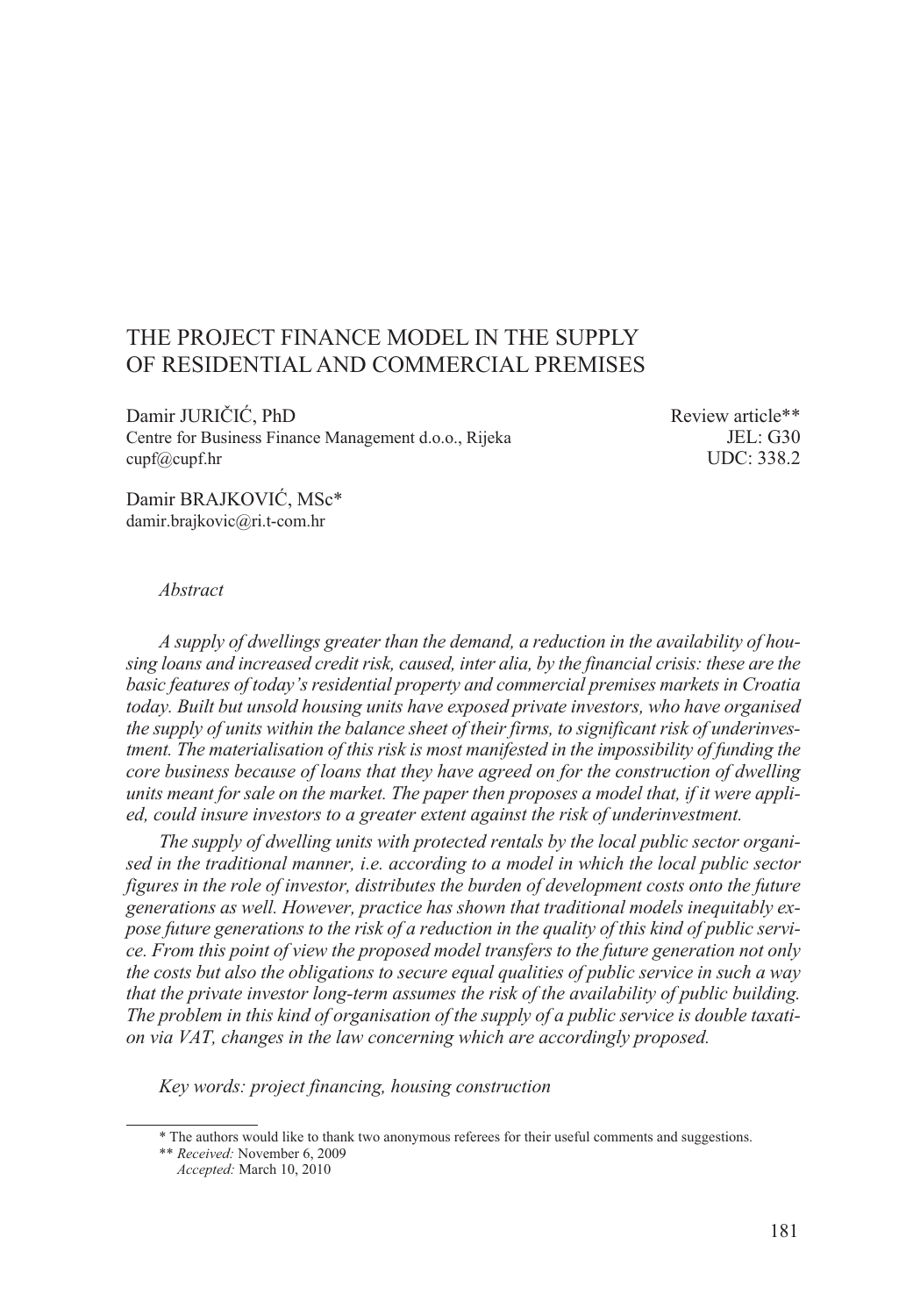# THE PROJECT FINANCE MODEL IN THE SUPPLY OF RESIDENTIAL AND COMMERCIAL PREMISES

Damir JURIČIĆ, PhD
Centre for Business Finance Management d.o.o., Rijeka
cupf@cupf.hr

Review article**
JEL: G30
UDC: 338.2

Damir BRAJKOVIĆ, MSc*
damir.brajkovic@ri.t-com.hr

*Abstract*

*A supply of dwellings greater than the demand, a reduction in the availability of housing loans and increased credit risk, caused, inter alia, by the financial crisis: these are the basic features of today's residential property and commercial premises markets in Croatia today. Built but unsold housing units have exposed private investors, who have organised the supply of units within the balance sheet of their firms, to significant risk of underinvestment. The materialisation of this risk is most manifested in the impossibility of funding the core business because of loans that they have agreed on for the construction of dwelling units meant for sale on the market. The paper then proposes a model that, if it were applied, could insure investors to a greater extent against the risk of underinvestment.*

*The supply of dwelling units with protected rentals by the local public sector organised in the traditional manner, i.e. according to a model in which the local public sector figures in the role of investor, distributes the burden of development costs onto the future generations as well. However, practice has shown that traditional models inequitably expose future generations to the risk of a reduction in the quality of this kind of public service. From this point of view the proposed model transfers to the future generation not only the costs but also the obligations to secure equal qualities of public service in such a way that the private investor long-term assumes the risk of the availability of public building. The problem in this kind of organisation of the supply of a public service is double taxation via VAT, changes in the law concerning which are accordingly proposed.*

*Key words: project financing, housing construction*

---

\* The authors would like to thank two anonymous referees for their useful comments and suggestions.

\*\* *Received:* November 6, 2009
*Accepted:* March 10, 2010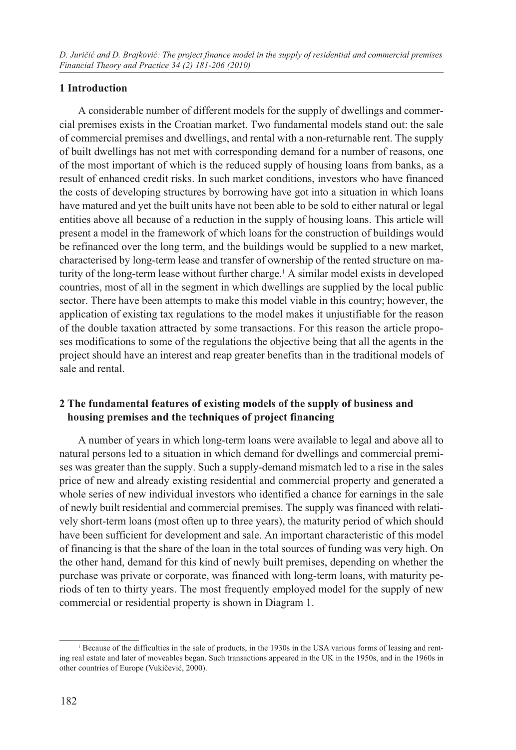## 1 Introduction

A considerable number of different models for the supply of dwellings and commercial premises exists in the Croatian market. Two fundamental models stand out: the sale of commercial premises and dwellings, and rental with a non-returnable rent. The supply of built dwellings has not met with corresponding demand for a number of reasons, one of the most important of which is the reduced supply of housing loans from banks, as a result of enhanced credit risks. In such market conditions, investors who have financed the costs of developing structures by borrowing have got into a situation in which loans have matured and yet the built units have not been able to be sold to either natural or legal entities above all because of a reduction in the supply of housing loans. This article will present a model in the framework of which loans for the construction of buildings would be refinanced over the long term, and the buildings would be supplied to a new market, characterised by long-term lease and transfer of ownership of the rented structure on maturity of the long-term lease without further charge.[1] A similar model exists in developed countries, most of all in the segment in which dwellings are supplied by the local public sector. There have been attempts to make this model viable in this country; however, the application of existing tax regulations to the model makes it unjustifiable for the reason of the double taxation attracted by some transactions. For this reason the article proposes modifications to some of the regulations the objective being that all the agents in the project should have an interest and reap greater benefits than in the traditional models of sale and rental.

## 2 The fundamental features of existing models of the supply of business and housing premises and the techniques of project financing

A number of years in which long-term loans were available to legal and above all to natural persons led to a situation in which demand for dwellings and commercial premises was greater than the supply. Such a supply-demand mismatch led to a rise in the sales price of new and already existing residential and commercial property and generated a whole series of new individual investors who identified a chance for earnings in the sale of newly built residential and commercial premises. The supply was financed with relatively short-term loans (most often up to three years), the maturity period of which should have been sufficient for development and sale. An important characteristic of this model of financing is that the share of the loan in the total sources of funding was very high. On the other hand, demand for this kind of newly built premises, depending on whether the purchase was private or corporate, was financed with long-term loans, with maturity periods of ten to thirty years. The most frequently employed model for the supply of new commercial or residential property is shown in Diagram 1.

[1] Because of the difficulties in the sale of products, in the 1930s in the USA various forms of leasing and renting real estate and later of moveables began. Such transactions appeared in the UK in the 1950s, and in the 1960s in other countries of Europe (Vukičević, 2000).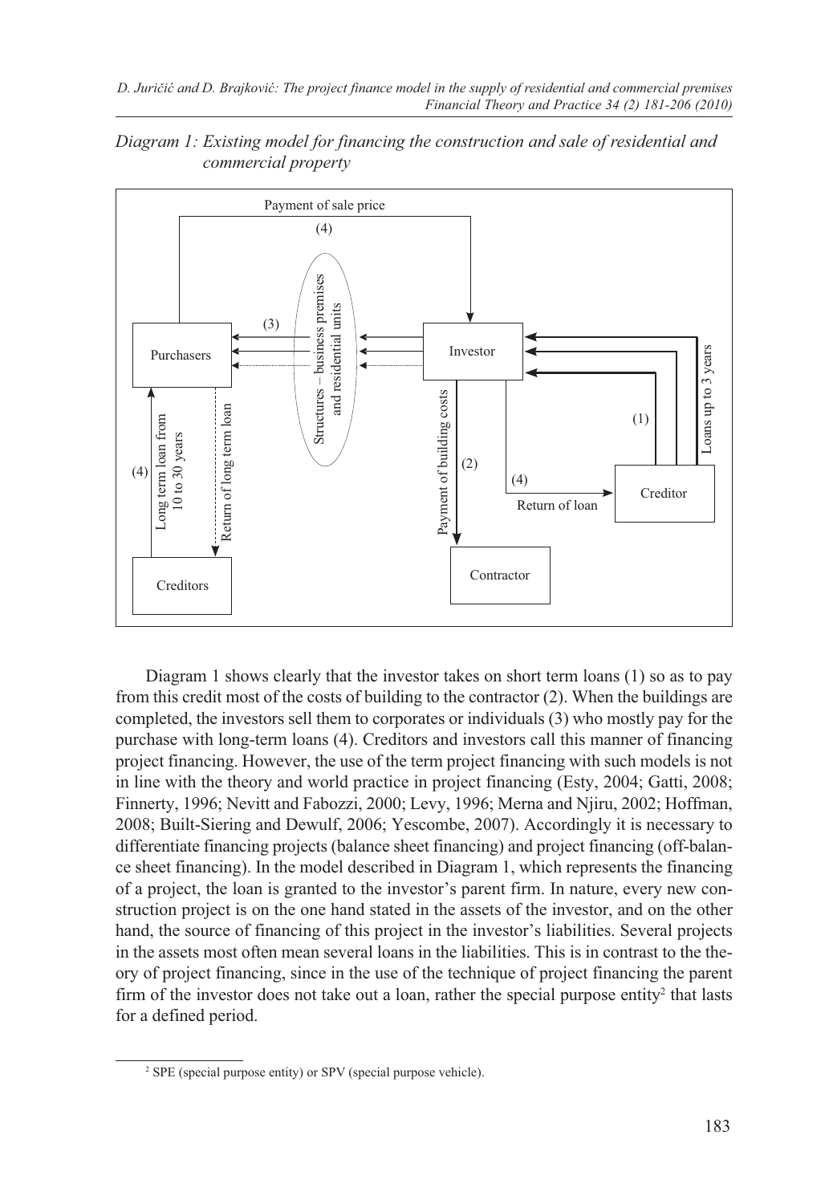*Diagram 1: Existing model for financing the construction and sale of residential and commercial property*

Diagram 1 shows clearly that the investor takes on short term loans (1) so as to pay from this credit most of the costs of building to the contractor (2). When the buildings are completed, the investors sell them to corporates or individuals (3) who mostly pay for the purchase with long-term loans (4). Creditors and investors call this manner of financing project financing. However, the use of the term project financing with such models is not in line with the theory and world practice in project financing (Esty, 2004; Gatti, 2008; Finnerty, 1996; Nevitt and Fabozzi, 2000; Levy, 1996; Merna and Njiru, 2002; Hoffman, 2008; Built-Siering and Dewulf, 2006; Yescombe, 2007). Accordingly it is necessary to differentiate financing projects (balance sheet financing) and project financing (off-balance sheet financing). In the model described in Diagram 1, which represents the financing of a project, the loan is granted to the investor's parent firm. In nature, every new construction project is on the one hand stated in the assets of the investor, and on the other hand, the source of financing of this project in the investor's liabilities. Several projects in the assets most often mean several loans in the liabilities. This is in contrast to the theory of project financing, since in the use of the technique of project financing the parent firm of the investor does not take out a loan, rather the special purpose entity[2] that lasts for a defined period.

[2] SPE (special purpose entity) or SPV (special purpose vehicle).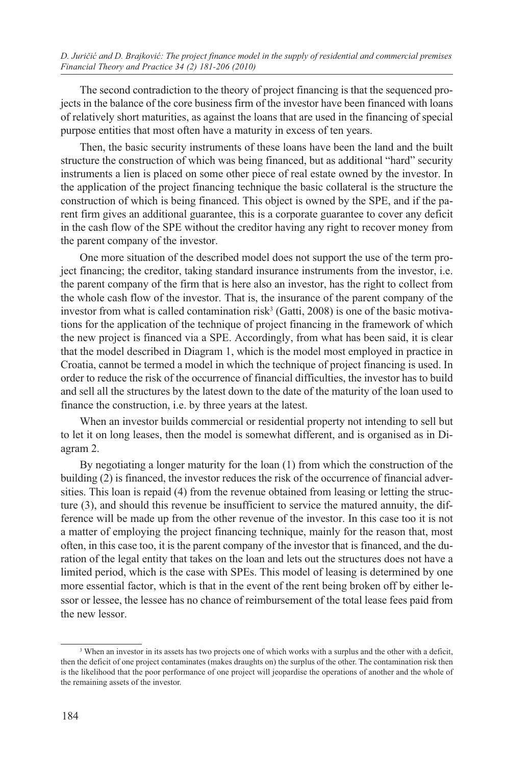The second contradiction to the theory of project financing is that the sequenced projects in the balance of the core business firm of the investor have been financed with loans of relatively short maturities, as against the loans that are used in the financing of special purpose entities that most often have a maturity in excess of ten years.

Then, the basic security instruments of these loans have been the land and the built structure the construction of which was being financed, but as additional "hard" security instruments a lien is placed on some other piece of real estate owned by the investor. In the application of the project financing technique the basic collateral is the structure the construction of which is being financed. This object is owned by the SPE, and if the parent firm gives an additional guarantee, this is a corporate guarantee to cover any deficit in the cash flow of the SPE without the creditor having any right to recover money from the parent company of the investor.

One more situation of the described model does not support the use of the term project financing; the creditor, taking standard insurance instruments from the investor, i.e. the parent company of the firm that is here also an investor, has the right to collect from the whole cash flow of the investor. That is, the insurance of the parent company of the investor from what is called contamination risk[3] (Gatti, 2008) is one of the basic motivations for the application of the technique of project financing in the framework of which the new project is financed via a SPE. Accordingly, from what has been said, it is clear that the model described in Diagram 1, which is the model most employed in practice in Croatia, cannot be termed a model in which the technique of project financing is used. In order to reduce the risk of the occurrence of financial difficulties, the investor has to build and sell all the structures by the latest down to the date of the maturity of the loan used to finance the construction, i.e. by three years at the latest.

When an investor builds commercial or residential property not intending to sell but to let it on long leases, then the model is somewhat different, and is organised as in Diagram 2.

By negotiating a longer maturity for the loan (1) from which the construction of the building (2) is financed, the investor reduces the risk of the occurrence of financial adversities. This loan is repaid (4) from the revenue obtained from leasing or letting the structure (3), and should this revenue be insufficient to service the matured annuity, the difference will be made up from the other revenue of the investor. In this case too it is not a matter of employing the project financing technique, mainly for the reason that, most often, in this case too, it is the parent company of the investor that is financed, and the duration of the legal entity that takes on the loan and lets out the structures does not have a limited period, which is the case with SPEs. This model of leasing is determined by one more essential factor, which is that in the event of the rent being broken off by either lessor or lessee, the lessee has no chance of reimbursement of the total lease fees paid from the new lessor.

---

[3] When an investor in its assets has two projects one of which works with a surplus and the other with a deficit, then the deficit of one project contaminates (makes draughts on) the surplus of the other. The contamination risk then is the likelihood that the poor performance of one project will jeopardise the operations of another and the whole of the remaining assets of the investor.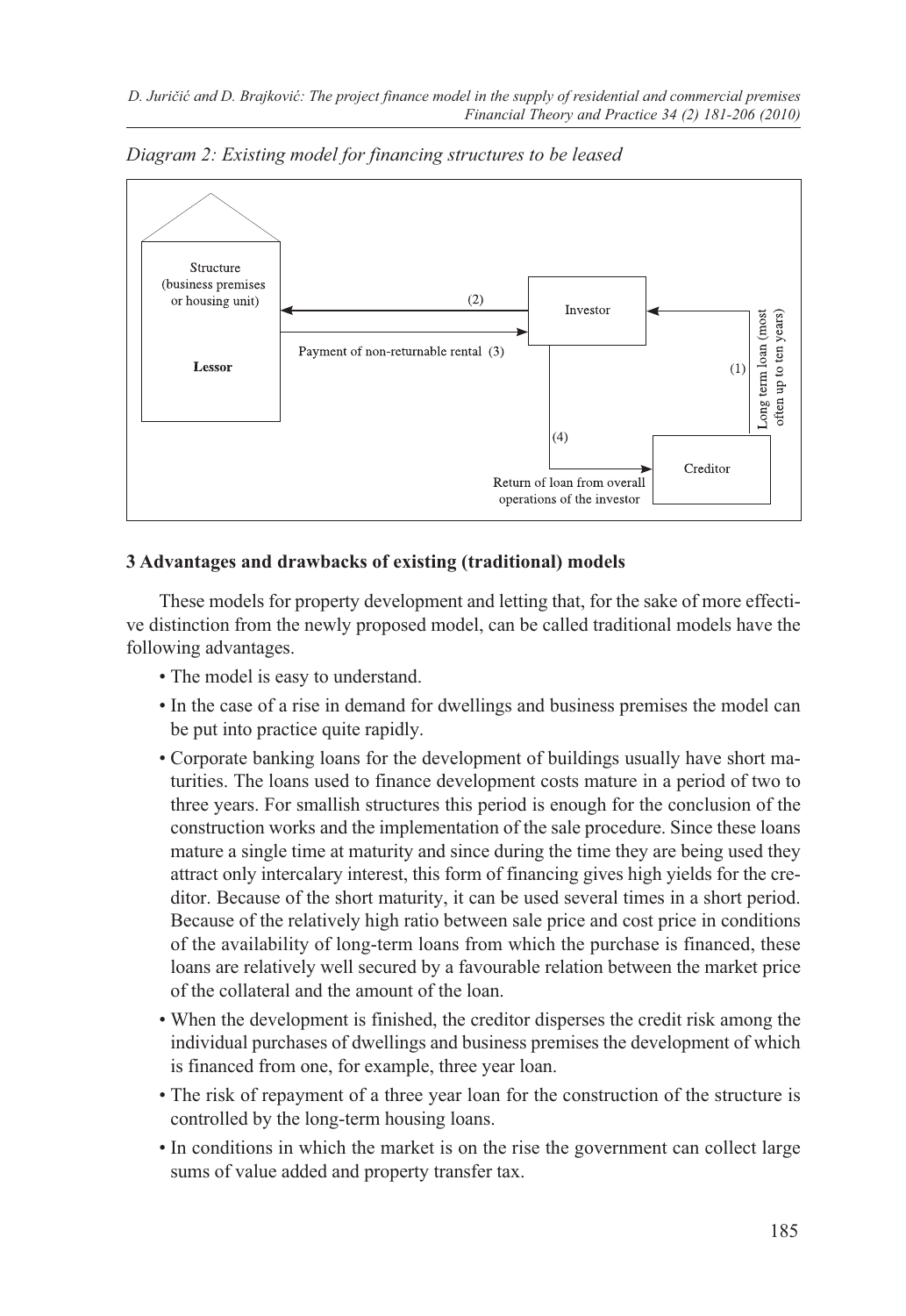*Diagram 2: Existing model for financing structures to be leased*

Structure (business premises or housing unit)

**Lessor**

(2)

Investor

Payment of non-returnable rental (3)

(1)

Long term loan (most often up to ten years)

(4)

Creditor

Return of loan from overall operations of the investor

### 3 Advantages and drawbacks of existing (traditional) models

These models for property development and letting that, for the sake of more effective distinction from the newly proposed model, can be called traditional models have the following advantages.

- The model is easy to understand.
- In the case of a rise in demand for dwellings and business premises the model can be put into practice quite rapidly.
- Corporate banking loans for the development of buildings usually have short maturities. The loans used to finance development costs mature in a period of two to three years. For smallish structures this period is enough for the conclusion of the construction works and the implementation of the sale procedure. Since these loans mature a single time at maturity and since during the time they are being used they attract only intercalary interest, this form of financing gives high yields for the creditor. Because of the short maturity, it can be used several times in a short period. Because of the relatively high ratio between sale price and cost price in conditions of the availability of long-term loans from which the purchase is financed, these loans are relatively well secured by a favourable relation between the market price of the collateral and the amount of the loan.
- When the development is finished, the creditor disperses the credit risk among the individual purchases of dwellings and business premises the development of which is financed from one, for example, three year loan.
- The risk of repayment of a three year loan for the construction of the structure is controlled by the long-term housing loans.
- In conditions in which the market is on the rise the government can collect large sums of value added and property transfer tax.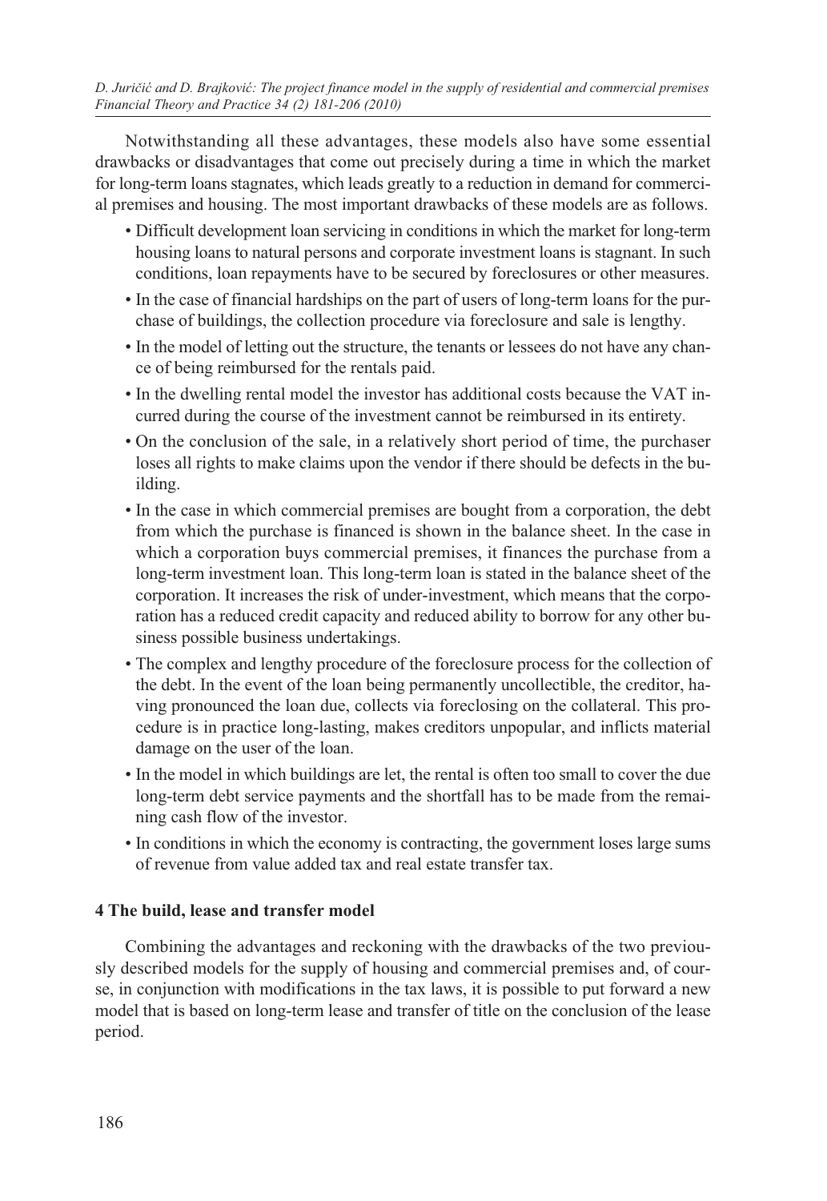Notwithstanding all these advantages, these models also have some essential drawbacks or disadvantages that come out precisely during a time in which the market for long-term loans stagnates, which leads greatly to a reduction in demand for commercial premises and housing. The most important drawbacks of these models are as follows.

- Difficult development loan servicing in conditions in which the market for long-term housing loans to natural persons and corporate investment loans is stagnant. In such conditions, loan repayments have to be secured by foreclosures or other measures.
- In the case of financial hardships on the part of users of long-term loans for the purchase of buildings, the collection procedure via foreclosure and sale is lengthy.
- In the model of letting out the structure, the tenants or lessees do not have any chance of being reimbursed for the rentals paid.
- In the dwelling rental model the investor has additional costs because the VAT incurred during the course of the investment cannot be reimbursed in its entirety.
- On the conclusion of the sale, in a relatively short period of time, the purchaser loses all rights to make claims upon the vendor if there should be defects in the building.
- In the case in which commercial premises are bought from a corporation, the debt from which the purchase is financed is shown in the balance sheet. In the case in which a corporation buys commercial premises, it finances the purchase from a long-term investment loan. This long-term loan is stated in the balance sheet of the corporation. It increases the risk of under-investment, which means that the corporation has a reduced credit capacity and reduced ability to borrow for any other business possible business undertakings.
- The complex and lengthy procedure of the foreclosure process for the collection of the debt. In the event of the loan being permanently uncollectible, the creditor, having pronounced the loan due, collects via foreclosing on the collateral. This procedure is in practice long-lasting, makes creditors unpopular, and inflicts material damage on the user of the loan.
- In the model in which buildings are let, the rental is often too small to cover the due long-term debt service payments and the shortfall has to be made from the remaining cash flow of the investor.
- In conditions in which the economy is contracting, the government loses large sums of revenue from value added tax and real estate transfer tax.

## 4 The build, lease and transfer model

Combining the advantages and reckoning with the drawbacks of the two previously described models for the supply of housing and commercial premises and, of course, in conjunction with modifications in the tax laws, it is possible to put forward a new model that is based on long-term lease and transfer of title on the conclusion of the lease period.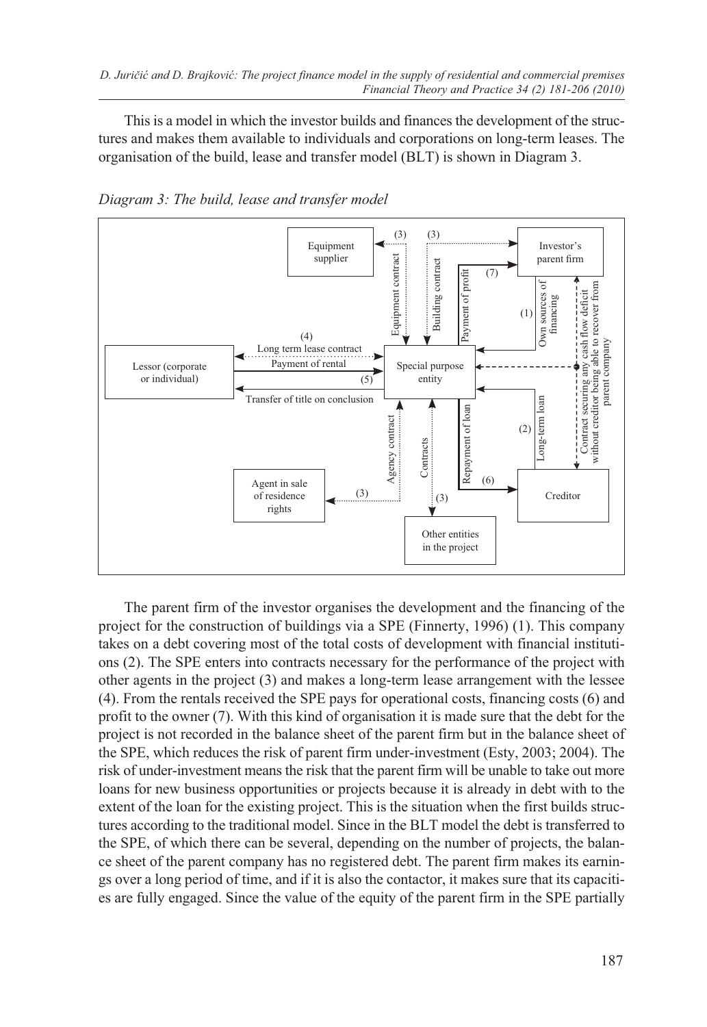This is a model in which the investor builds and finances the development of the structures and makes them available to individuals and corporations on long-term leases. The organisation of the build, lease and transfer model (BLT) is shown in Diagram 3.

*Diagram 3: The build, lease and transfer model*

The parent firm of the investor organises the development and the financing of the project for the construction of buildings via a SPE (Finnerty, 1996) (1). This company takes on a debt covering most of the total costs of development with financial institutions (2). The SPE enters into contracts necessary for the performance of the project with other agents in the project (3) and makes a long-term lease arrangement with the lessee (4). From the rentals received the SPE pays for operational costs, financing costs (6) and profit to the owner (7). With this kind of organisation it is made sure that the debt for the project is not recorded in the balance sheet of the parent firm but in the balance sheet of the SPE, which reduces the risk of parent firm under-investment (Esty, 2003; 2004). The risk of under-investment means the risk that the parent firm will be unable to take out more loans for new business opportunities or projects because it is already in debt with to the extent of the loan for the existing project. This is the situation when the first builds structures according to the traditional model. Since in the BLT model the debt is transferred to the SPE, of which there can be several, depending on the number of projects, the balance sheet of the parent company has no registered debt. The parent firm makes its earnings over a long period of time, and if it is also the contactor, it makes sure that its capacities are fully engaged. Since the value of the equity of the parent firm in the SPE partially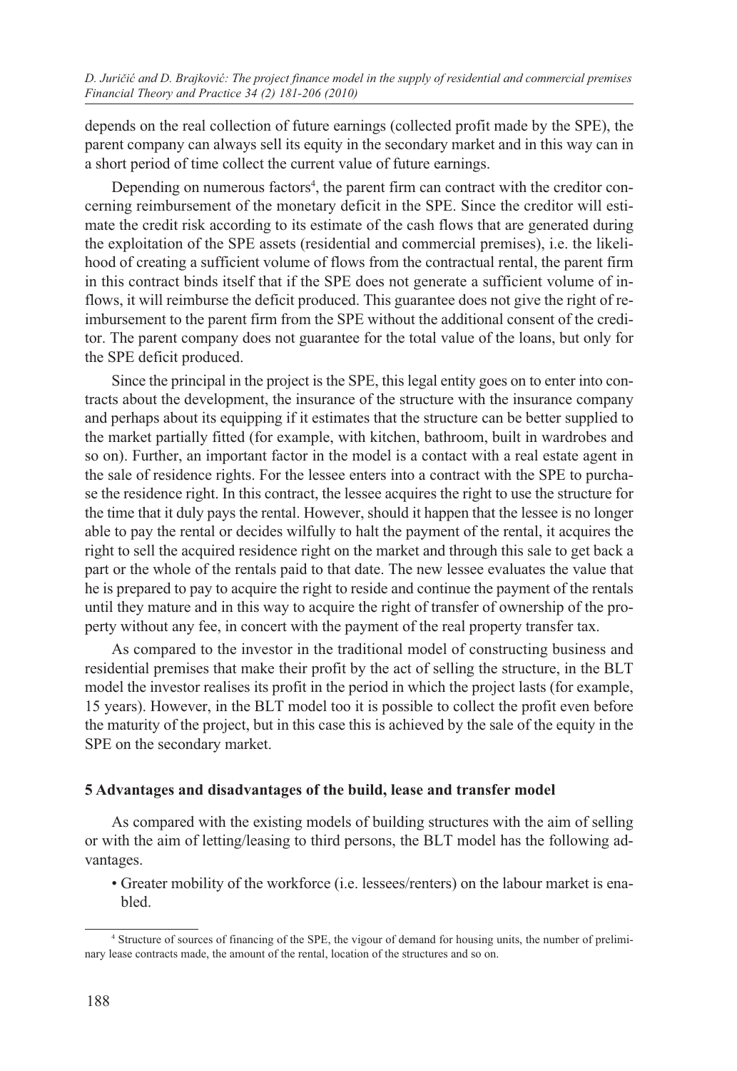depends on the real collection of future earnings (collected profit made by the SPE), the parent company can always sell its equity in the secondary market and in this way can in a short period of time collect the current value of future earnings.

Depending on numerous factors[4], the parent firm can contract with the creditor concerning reimbursement of the monetary deficit in the SPE. Since the creditor will estimate the credit risk according to its estimate of the cash flows that are generated during the exploitation of the SPE assets (residential and commercial premises), i.e. the likelihood of creating a sufficient volume of flows from the contractual rental, the parent firm in this contract binds itself that if the SPE does not generate a sufficient volume of inflows, it will reimburse the deficit produced. This guarantee does not give the right of reimbursement to the parent firm from the SPE without the additional consent of the creditor. The parent company does not guarantee for the total value of the loans, but only for the SPE deficit produced.

Since the principal in the project is the SPE, this legal entity goes on to enter into contracts about the development, the insurance of the structure with the insurance company and perhaps about its equipping if it estimates that the structure can be better supplied to the market partially fitted (for example, with kitchen, bathroom, built in wardrobes and so on). Further, an important factor in the model is a contact with a real estate agent in the sale of residence rights. For the lessee enters into a contract with the SPE to purchase the residence right. In this contract, the lessee acquires the right to use the structure for the time that it duly pays the rental. However, should it happen that the lessee is no longer able to pay the rental or decides wilfully to halt the payment of the rental, it acquires the right to sell the acquired residence right on the market and through this sale to get back a part or the whole of the rentals paid to that date. The new lessee evaluates the value that he is prepared to pay to acquire the right to reside and continue the payment of the rentals until they mature and in this way to acquire the right of transfer of ownership of the property without any fee, in concert with the payment of the real property transfer tax.

As compared to the investor in the traditional model of constructing business and residential premises that make their profit by the act of selling the structure, in the BLT model the investor realises its profit in the period in which the project lasts (for example, 15 years). However, in the BLT model too it is possible to collect the profit even before the maturity of the project, but in this case this is achieved by the sale of the equity in the SPE on the secondary market.

## 5 Advantages and disadvantages of the build, lease and transfer model

As compared with the existing models of building structures with the aim of selling or with the aim of letting/leasing to third persons, the BLT model has the following advantages.

- Greater mobility of the workforce (i.e. lessees/renters) on the labour market is enabled.

---

[4] Structure of sources of financing of the SPE, the vigour of demand for housing units, the number of preliminary lease contracts made, the amount of the rental, location of the structures and so on.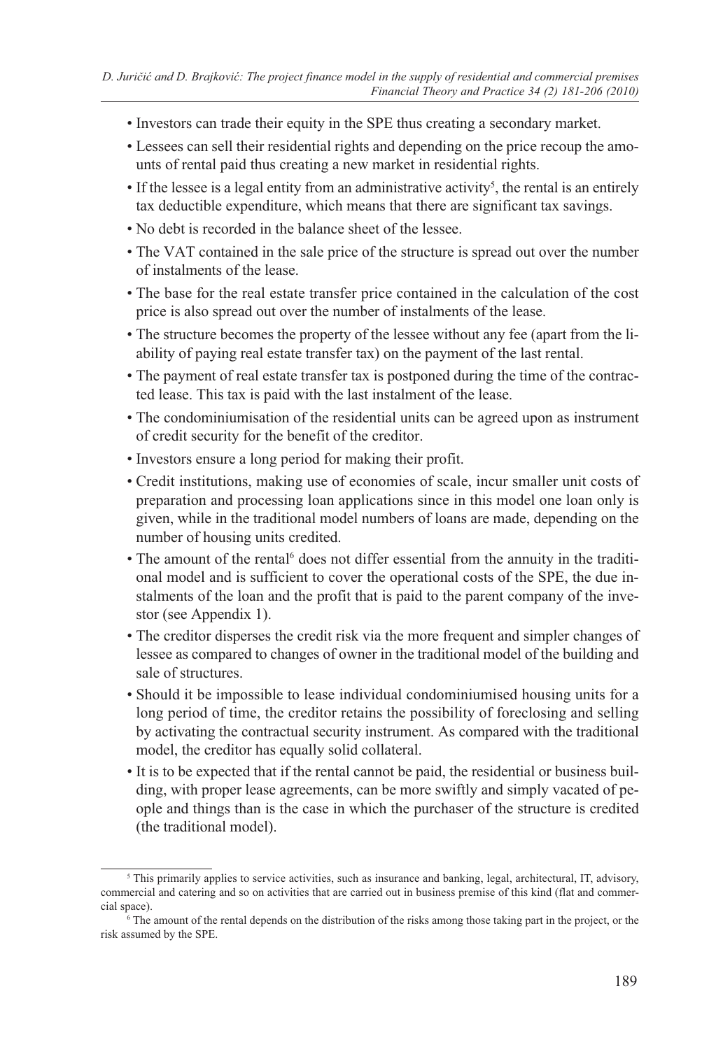- Investors can trade their equity in the SPE thus creating a secondary market.
- Lessees can sell their residential rights and depending on the price recoup the amounts of rental paid thus creating a new market in residential rights.
- If the lessee is a legal entity from an administrative activity[5], the rental is an entirely tax deductible expenditure, which means that there are significant tax savings.
- No debt is recorded in the balance sheet of the lessee.
- The VAT contained in the sale price of the structure is spread out over the number of instalments of the lease.
- The base for the real estate transfer price contained in the calculation of the cost price is also spread out over the number of instalments of the lease.
- The structure becomes the property of the lessee without any fee (apart from the liability of paying real estate transfer tax) on the payment of the last rental.
- The payment of real estate transfer tax is postponed during the time of the contracted lease. This tax is paid with the last instalment of the lease.
- The condominiumisation of the residential units can be agreed upon as instrument of credit security for the benefit of the creditor.
- Investors ensure a long period for making their profit.
- Credit institutions, making use of economies of scale, incur smaller unit costs of preparation and processing loan applications since in this model one loan only is given, while in the traditional model numbers of loans are made, depending on the number of housing units credited.
- The amount of the rental[6] does not differ essential from the annuity in the traditional model and is sufficient to cover the operational costs of the SPE, the due instalments of the loan and the profit that is paid to the parent company of the investor (see Appendix 1).
- The creditor disperses the credit risk via the more frequent and simpler changes of lessee as compared to changes of owner in the traditional model of the building and sale of structures.
- Should it be impossible to lease individual condominiumised housing units for a long period of time, the creditor retains the possibility of foreclosing and selling by activating the contractual security instrument. As compared with the traditional model, the creditor has equally solid collateral.
- It is to be expected that if the rental cannot be paid, the residential or business building, with proper lease agreements, can be more swiftly and simply vacated of people and things than is the case in which the purchaser of the structure is credited (the traditional model).

---

[5] This primarily applies to service activities, such as insurance and banking, legal, architectural, IT, advisory, commercial and catering and so on activities that are carried out in business premise of this kind (flat and commercial space).

[6] The amount of the rental depends on the distribution of the risks among those taking part in the project, or the risk assumed by the SPE.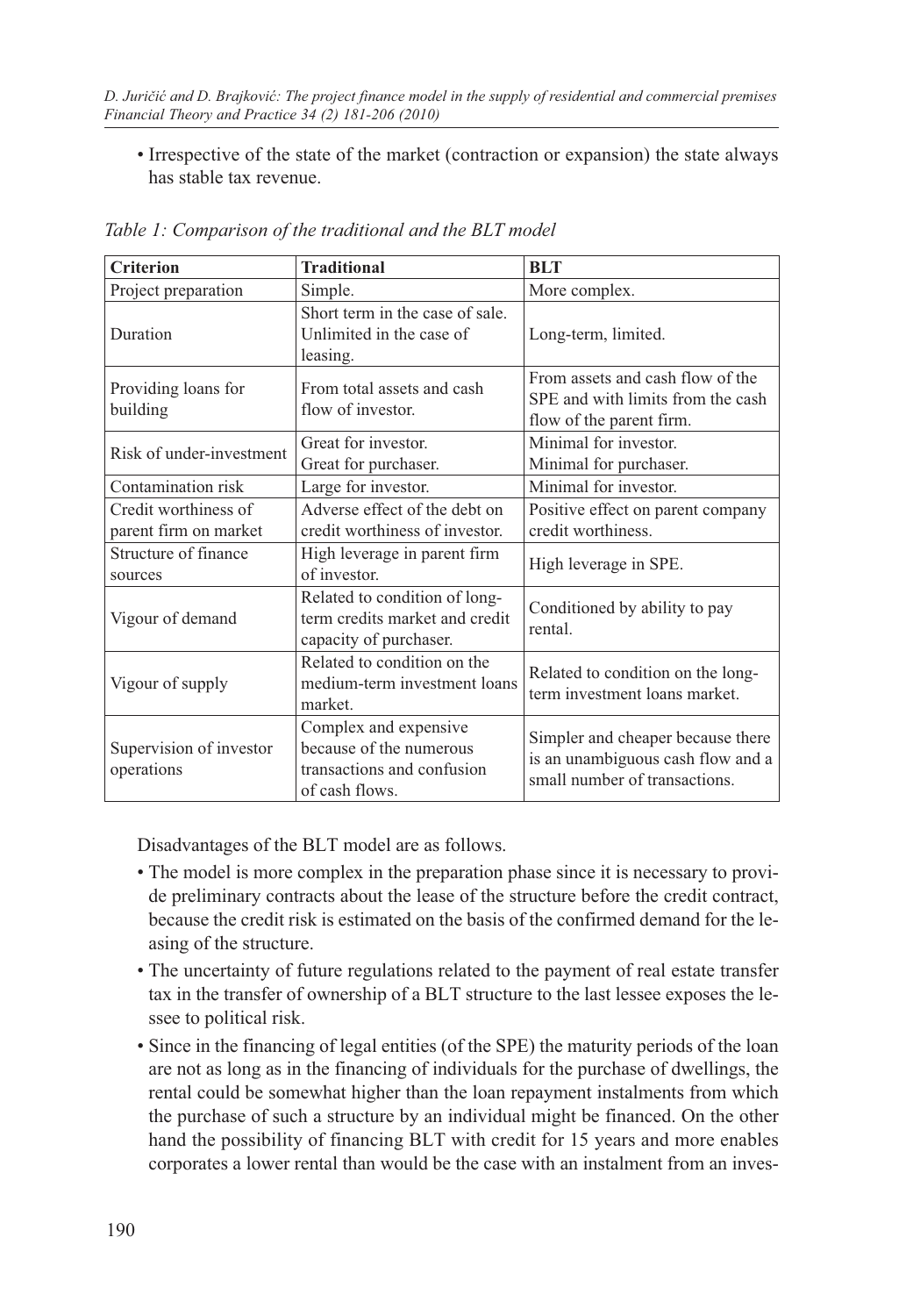- Irrespective of the state of the market (contraction or expansion) the state always has stable tax revenue.

*Table 1: Comparison of the traditional and the BLT model*

| Criterion | Traditional | BLT |
|---|---|---|
| Project preparation | Simple. | More complex. |
| Duration | Short term in the case of sale. Unlimited in the case of leasing. | Long-term, limited. |
| Providing loans for building | From total assets and cash flow of investor. | From assets and cash flow of the SPE and with limits from the cash flow of the parent firm. |
| Risk of under-investment | Great for investor. Great for purchaser. | Minimal for investor. Minimal for purchaser. |
| Contamination risk | Large for investor. | Minimal for investor. |
| Credit worthiness of parent firm on market | Adverse effect of the debt on credit worthiness of investor. | Positive effect on parent company credit worthiness. |
| Structure of finance sources | High leverage in parent firm of investor. | High leverage in SPE. |
| Vigour of demand | Related to condition of long-term credits market and credit capacity of purchaser. | Conditioned by ability to pay rental. |
| Vigour of supply | Related to condition on the medium-term investment loans market. | Related to condition on the long-term investment loans market. |
| Supervision of investor operations | Complex and expensive because of the numerous transactions and confusion of cash flows. | Simpler and cheaper because there is an unambiguous cash flow and a small number of transactions. |

Disadvantages of the BLT model are as follows.

- The model is more complex in the preparation phase since it is necessary to provide preliminary contracts about the lease of the structure before the credit contract, because the credit risk is estimated on the basis of the confirmed demand for the leasing of the structure.
- The uncertainty of future regulations related to the payment of real estate transfer tax in the transfer of ownership of a BLT structure to the last lessee exposes the lessee to political risk.
- Since in the financing of legal entities (of the SPE) the maturity periods of the loan are not as long as in the financing of individuals for the purchase of dwellings, the rental could be somewhat higher than the loan repayment instalments from which the purchase of such a structure by an individual might be financed. On the other hand the possibility of financing BLT with credit for 15 years and more enables corporates a lower rental than would be the case with an instalment from an inves-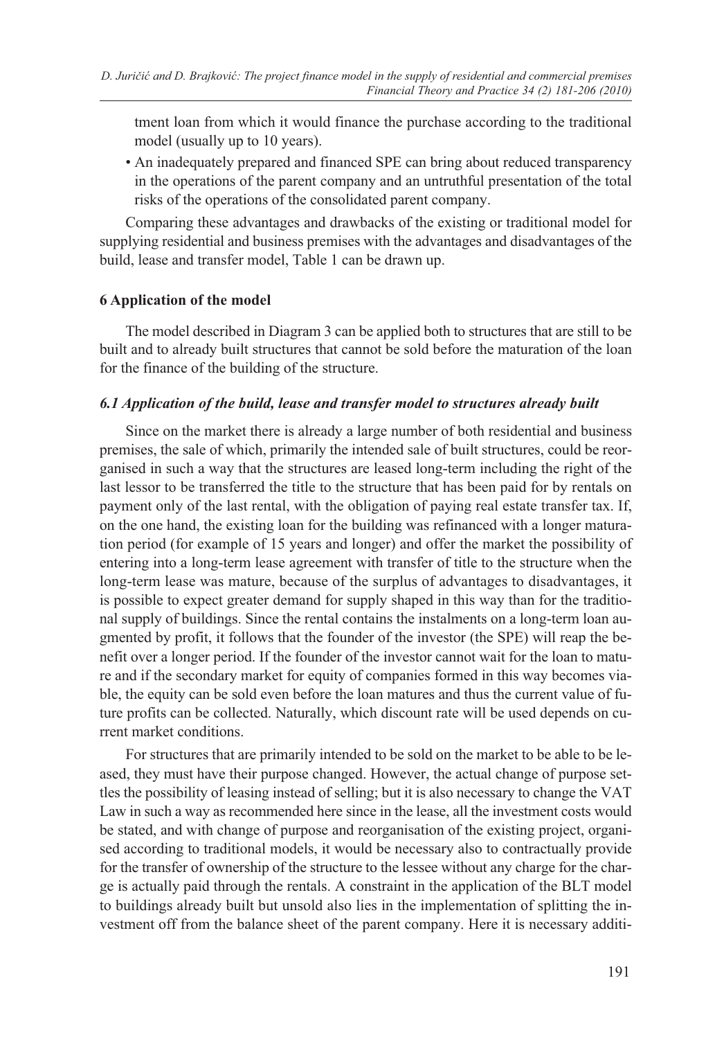tment loan from which it would finance the purchase according to the traditional model (usually up to 10 years).

- An inadequately prepared and financed SPE can bring about reduced transparency in the operations of the parent company and an untruthful presentation of the total risks of the operations of the consolidated parent company.

Comparing these advantages and drawbacks of the existing or traditional model for supplying residential and business premises with the advantages and disadvantages of the build, lease and transfer model, Table 1 can be drawn up.

## 6 Application of the model

The model described in Diagram 3 can be applied both to structures that are still to be built and to already built structures that cannot be sold before the maturation of the loan for the finance of the building of the structure.

### *6.1 Application of the build, lease and transfer model to structures already built*

Since on the market there is already a large number of both residential and business premises, the sale of which, primarily the intended sale of built structures, could be reorganised in such a way that the structures are leased long-term including the right of the last lessor to be transferred the title to the structure that has been paid for by rentals on payment only of the last rental, with the obligation of paying real estate transfer tax. If, on the one hand, the existing loan for the building was refinanced with a longer maturation period (for example of 15 years and longer) and offer the market the possibility of entering into a long-term lease agreement with transfer of title to the structure when the long-term lease was mature, because of the surplus of advantages to disadvantages, it is possible to expect greater demand for supply shaped in this way than for the traditional supply of buildings. Since the rental contains the instalments on a long-term loan augmented by profit, it follows that the founder of the investor (the SPE) will reap the benefit over a longer period. If the founder of the investor cannot wait for the loan to mature and if the secondary market for equity of companies formed in this way becomes viable, the equity can be sold even before the loan matures and thus the current value of future profits can be collected. Naturally, which discount rate will be used depends on current market conditions.

For structures that are primarily intended to be sold on the market to be able to be leased, they must have their purpose changed. However, the actual change of purpose settles the possibility of leasing instead of selling; but it is also necessary to change the VAT Law in such a way as recommended here since in the lease, all the investment costs would be stated, and with change of purpose and reorganisation of the existing project, organised according to traditional models, it would be necessary also to contractually provide for the transfer of ownership of the structure to the lessee without any charge for the charge is actually paid through the rentals. A constraint in the application of the BLT model to buildings already built but unsold also lies in the implementation of splitting the investment off from the balance sheet of the parent company. Here it is necessary additi-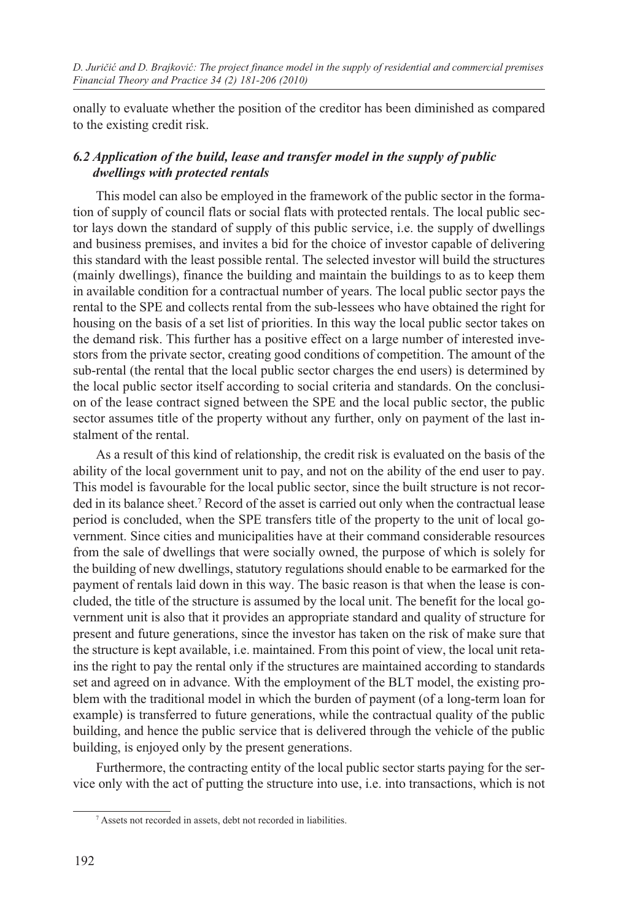onally to evaluate whether the position of the creditor has been diminished as compared to the existing credit risk.

### *6.2 Application of the build, lease and transfer model in the supply of public dwellings with protected rentals*

This model can also be employed in the framework of the public sector in the formation of supply of council flats or social flats with protected rentals. The local public sector lays down the standard of supply of this public service, i.e. the supply of dwellings and business premises, and invites a bid for the choice of investor capable of delivering this standard with the least possible rental. The selected investor will build the structures (mainly dwellings), finance the building and maintain the buildings to as to keep them in available condition for a contractual number of years. The local public sector pays the rental to the SPE and collects rental from the sub-lessees who have obtained the right for housing on the basis of a set list of priorities. In this way the local public sector takes on the demand risk. This further has a positive effect on a large number of interested investors from the private sector, creating good conditions of competition. The amount of the sub-rental (the rental that the local public sector charges the end users) is determined by the local public sector itself according to social criteria and standards. On the conclusion of the lease contract signed between the SPE and the local public sector, the public sector assumes title of the property without any further, only on payment of the last instalment of the rental.

As a result of this kind of relationship, the credit risk is evaluated on the basis of the ability of the local government unit to pay, and not on the ability of the end user to pay. This model is favourable for the local public sector, since the built structure is not recorded in its balance sheet.[7] Record of the asset is carried out only when the contractual lease period is concluded, when the SPE transfers title of the property to the unit of local government. Since cities and municipalities have at their command considerable resources from the sale of dwellings that were socially owned, the purpose of which is solely for the building of new dwellings, statutory regulations should enable to be earmarked for the payment of rentals laid down in this way. The basic reason is that when the lease is concluded, the title of the structure is assumed by the local unit. The benefit for the local government unit is also that it provides an appropriate standard and quality of structure for present and future generations, since the investor has taken on the risk of make sure that the structure is kept available, i.e. maintained. From this point of view, the local unit retains the right to pay the rental only if the structures are maintained according to standards set and agreed on in advance. With the employment of the BLT model, the existing problem with the traditional model in which the burden of payment (of a long-term loan for example) is transferred to future generations, while the contractual quality of the public building, and hence the public service that is delivered through the vehicle of the public building, is enjoyed only by the present generations.

Furthermore, the contracting entity of the local public sector starts paying for the service only with the act of putting the structure into use, i.e. into transactions, which is not

---

[7] Assets not recorded in assets, debt not recorded in liabilities.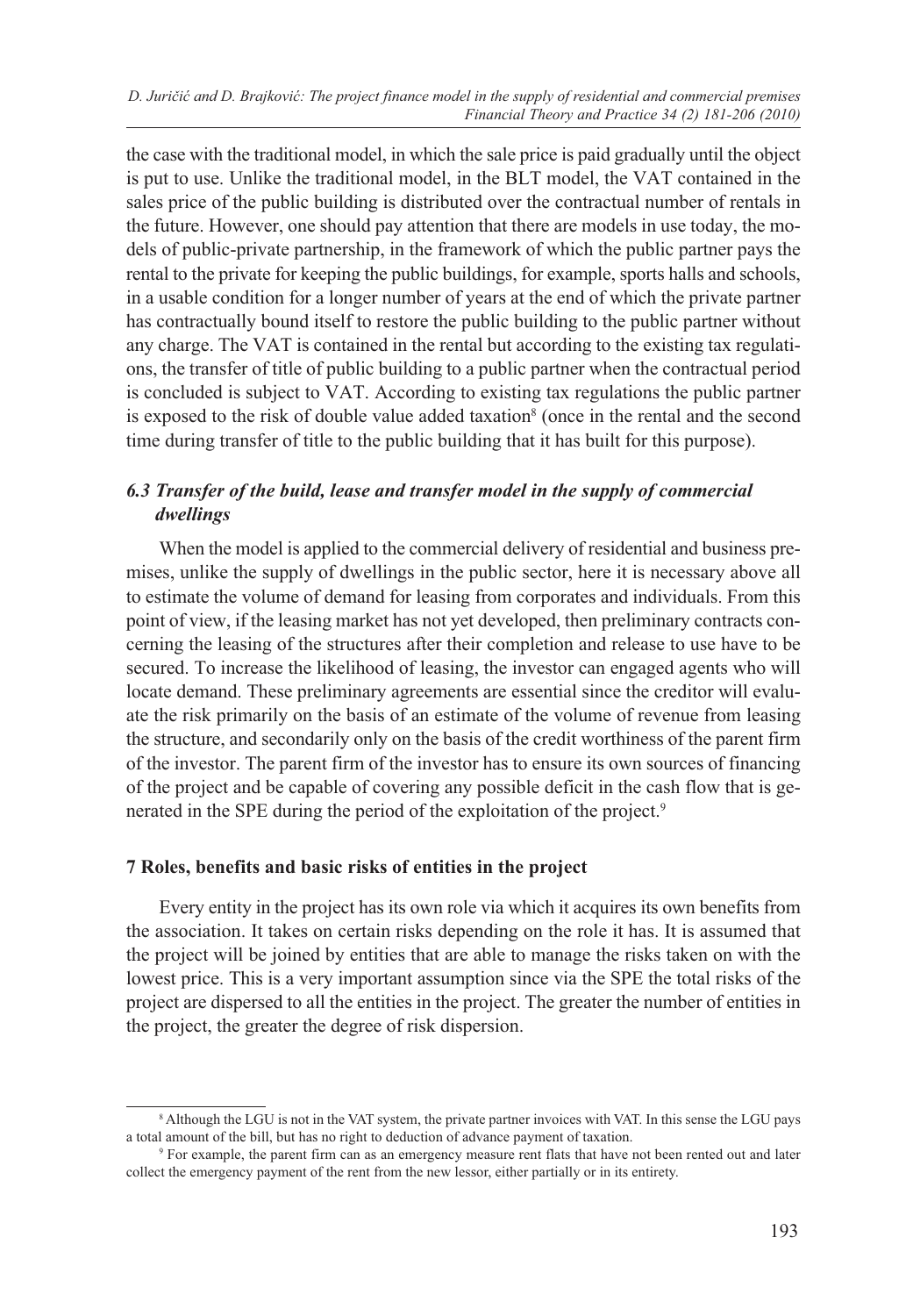the case with the traditional model, in which the sale price is paid gradually until the object is put to use. Unlike the traditional model, in the BLT model, the VAT contained in the sales price of the public building is distributed over the contractual number of rentals in the future. However, one should pay attention that there are models in use today, the models of public-private partnership, in the framework of which the public partner pays the rental to the private for keeping the public buildings, for example, sports halls and schools, in a usable condition for a longer number of years at the end of which the private partner has contractually bound itself to restore the public building to the public partner without any charge. The VAT is contained in the rental but according to the existing tax regulations, the transfer of title of public building to a public partner when the contractual period is concluded is subject to VAT. According to existing tax regulations the public partner is exposed to the risk of double value added taxation[8] (once in the rental and the second time during transfer of title to the public building that it has built for this purpose).

### *6.3 Transfer of the build, lease and transfer model in the supply of commercial dwellings*

When the model is applied to the commercial delivery of residential and business premises, unlike the supply of dwellings in the public sector, here it is necessary above all to estimate the volume of demand for leasing from corporates and individuals. From this point of view, if the leasing market has not yet developed, then preliminary contracts concerning the leasing of the structures after their completion and release to use have to be secured. To increase the likelihood of leasing, the investor can engaged agents who will locate demand. These preliminary agreements are essential since the creditor will evaluate the risk primarily on the basis of an estimate of the volume of revenue from leasing the structure, and secondarily only on the basis of the credit worthiness of the parent firm of the investor. The parent firm of the investor has to ensure its own sources of financing of the project and be capable of covering any possible deficit in the cash flow that is generated in the SPE during the period of the exploitation of the project.[9]

## 7 Roles, benefits and basic risks of entities in the project

Every entity in the project has its own role via which it acquires its own benefits from the association. It takes on certain risks depending on the role it has. It is assumed that the project will be joined by entities that are able to manage the risks taken on with the lowest price. This is a very important assumption since via the SPE the total risks of the project are dispersed to all the entities in the project. The greater the number of entities in the project, the greater the degree of risk dispersion.

---

[8] Although the LGU is not in the VAT system, the private partner invoices with VAT. In this sense the LGU pays a total amount of the bill, but has no right to deduction of advance payment of taxation.

[9] For example, the parent firm can as an emergency measure rent flats that have not been rented out and later collect the emergency payment of the rent from the new lessor, either partially or in its entirety.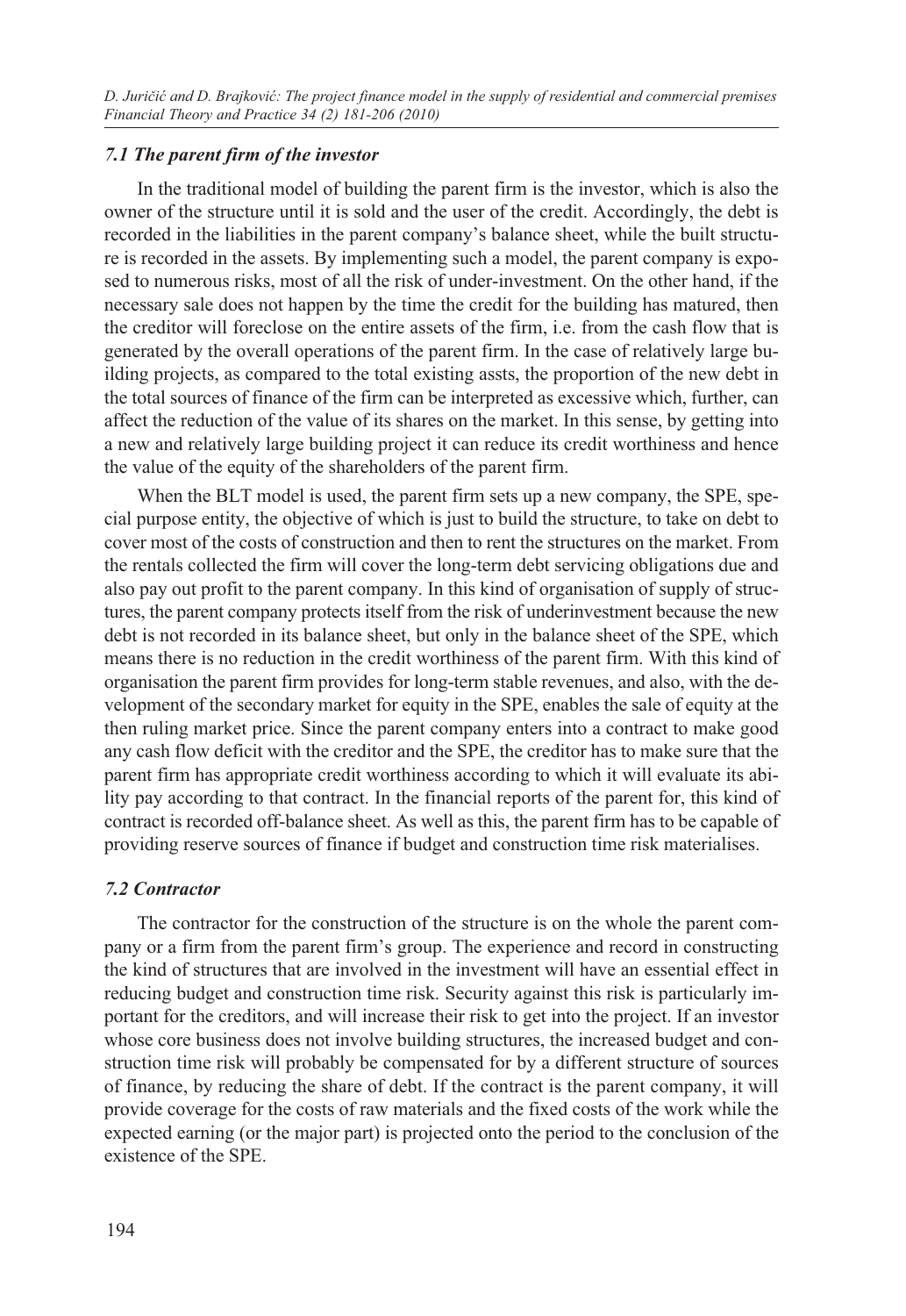### *7.1 The parent firm of the investor*

In the traditional model of building the parent firm is the investor, which is also the owner of the structure until it is sold and the user of the credit. Accordingly, the debt is recorded in the liabilities in the parent company's balance sheet, while the built structure is recorded in the assets. By implementing such a model, the parent company is exposed to numerous risks, most of all the risk of under-investment. On the other hand, if the necessary sale does not happen by the time the credit for the building has matured, then the creditor will foreclose on the entire assets of the firm, i.e. from the cash flow that is generated by the overall operations of the parent firm. In the case of relatively large building projects, as compared to the total existing assts, the proportion of the new debt in the total sources of finance of the firm can be interpreted as excessive which, further, can affect the reduction of the value of its shares on the market. In this sense, by getting into a new and relatively large building project it can reduce its credit worthiness and hence the value of the equity of the shareholders of the parent firm.

When the BLT model is used, the parent firm sets up a new company, the SPE, special purpose entity, the objective of which is just to build the structure, to take on debt to cover most of the costs of construction and then to rent the structures on the market. From the rentals collected the firm will cover the long-term debt servicing obligations due and also pay out profit to the parent company. In this kind of organisation of supply of structures, the parent company protects itself from the risk of underinvestment because the new debt is not recorded in its balance sheet, but only in the balance sheet of the SPE, which means there is no reduction in the credit worthiness of the parent firm. With this kind of organisation the parent firm provides for long-term stable revenues, and also, with the development of the secondary market for equity in the SPE, enables the sale of equity at the then ruling market price. Since the parent company enters into a contract to make good any cash flow deficit with the creditor and the SPE, the creditor has to make sure that the parent firm has appropriate credit worthiness according to which it will evaluate its ability pay according to that contract. In the financial reports of the parent for, this kind of contract is recorded off-balance sheet. As well as this, the parent firm has to be capable of providing reserve sources of finance if budget and construction time risk materialises.

### *7.2 Contractor*

The contractor for the construction of the structure is on the whole the parent company or a firm from the parent firm's group. The experience and record in constructing the kind of structures that are involved in the investment will have an essential effect in reducing budget and construction time risk. Security against this risk is particularly important for the creditors, and will increase their risk to get into the project. If an investor whose core business does not involve building structures, the increased budget and construction time risk will probably be compensated for by a different structure of sources of finance, by reducing the share of debt. If the contract is the parent company, it will provide coverage for the costs of raw materials and the fixed costs of the work while the expected earning (or the major part) is projected onto the period to the conclusion of the existence of the SPE.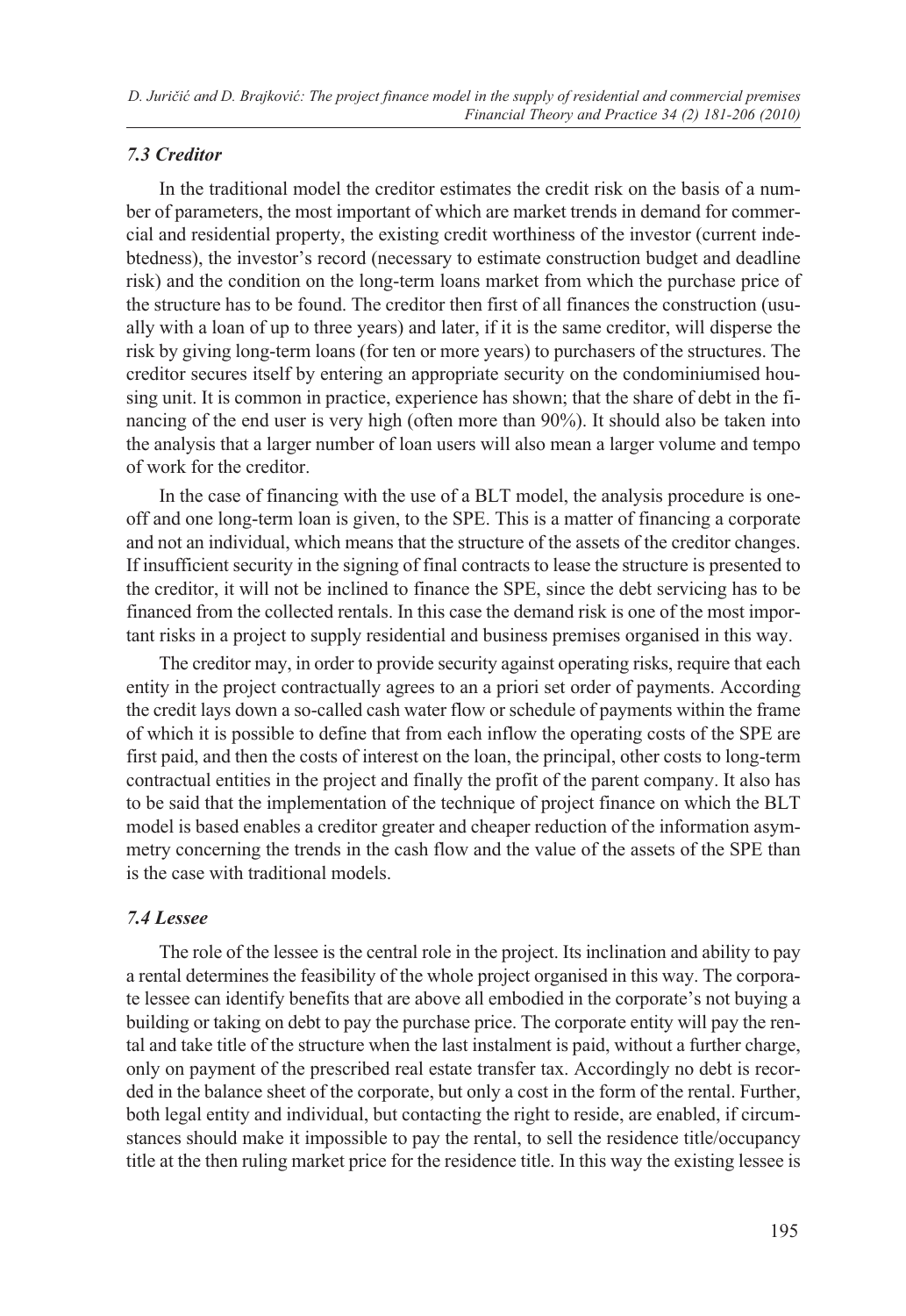### *7.3 Creditor*

In the traditional model the creditor estimates the credit risk on the basis of a number of parameters, the most important of which are market trends in demand for commercial and residential property, the existing credit worthiness of the investor (current indebtedness), the investor's record (necessary to estimate construction budget and deadline risk) and the condition on the long-term loans market from which the purchase price of the structure has to be found. The creditor then first of all finances the construction (usually with a loan of up to three years) and later, if it is the same creditor, will disperse the risk by giving long-term loans (for ten or more years) to purchasers of the structures. The creditor secures itself by entering an appropriate security on the condominiumised housing unit. It is common in practice, experience has shown; that the share of debt in the financing of the end user is very high (often more than 90%). It should also be taken into the analysis that a larger number of loan users will also mean a larger volume and tempo of work for the creditor.

In the case of financing with the use of a BLT model, the analysis procedure is one-off and one long-term loan is given, to the SPE. This is a matter of financing a corporate and not an individual, which means that the structure of the assets of the creditor changes. If insufficient security in the signing of final contracts to lease the structure is presented to the creditor, it will not be inclined to finance the SPE, since the debt servicing has to be financed from the collected rentals. In this case the demand risk is one of the most important risks in a project to supply residential and business premises organised in this way.

The creditor may, in order to provide security against operating risks, require that each entity in the project contractually agrees to an a priori set order of payments. According the credit lays down a so-called cash water flow or schedule of payments within the frame of which it is possible to define that from each inflow the operating costs of the SPE are first paid, and then the costs of interest on the loan, the principal, other costs to long-term contractual entities in the project and finally the profit of the parent company. It also has to be said that the implementation of the technique of project finance on which the BLT model is based enables a creditor greater and cheaper reduction of the information asymmetry concerning the trends in the cash flow and the value of the assets of the SPE than is the case with traditional models.

### *7.4 Lessee*

The role of the lessee is the central role in the project. Its inclination and ability to pay a rental determines the feasibility of the whole project organised in this way. The corporate lessee can identify benefits that are above all embodied in the corporate's not buying a building or taking on debt to pay the purchase price. The corporate entity will pay the rental and take title of the structure when the last instalment is paid, without a further charge, only on payment of the prescribed real estate transfer tax. Accordingly no debt is recorded in the balance sheet of the corporate, but only a cost in the form of the rental. Further, both legal entity and individual, but contacting the right to reside, are enabled, if circumstances should make it impossible to pay the rental, to sell the residence title/occupancy title at the then ruling market price for the residence title. In this way the existing lessee is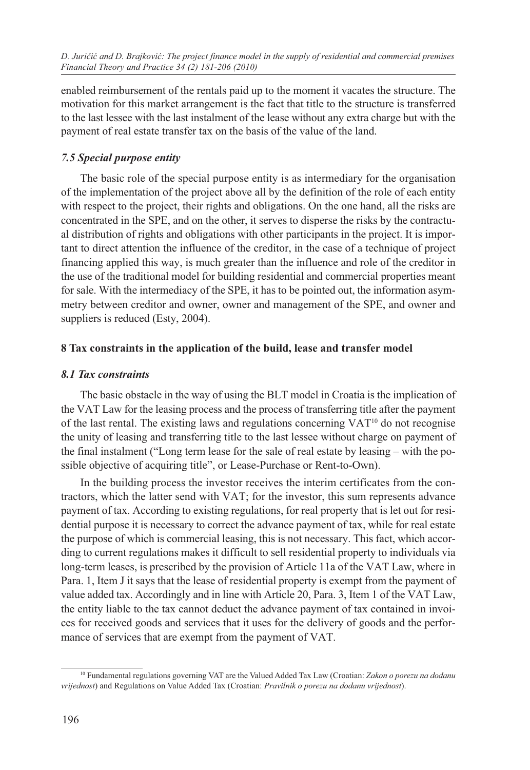enabled reimbursement of the rentals paid up to the moment it vacates the structure. The motivation for this market arrangement is the fact that title to the structure is transferred to the last lessee with the last instalment of the lease without any extra charge but with the payment of real estate transfer tax on the basis of the value of the land.

### *7.5 Special purpose entity*

The basic role of the special purpose entity is as intermediary for the organisation of the implementation of the project above all by the definition of the role of each entity with respect to the project, their rights and obligations. On the one hand, all the risks are concentrated in the SPE, and on the other, it serves to disperse the risks by the contractual distribution of rights and obligations with other participants in the project. It is important to direct attention the influence of the creditor, in the case of a technique of project financing applied this way, is much greater than the influence and role of the creditor in the use of the traditional model for building residential and commercial properties meant for sale. With the intermediacy of the SPE, it has to be pointed out, the information asymmetry between creditor and owner, owner and management of the SPE, and owner and suppliers is reduced (Esty, 2004).

## 8 Tax constraints in the application of the build, lease and transfer model

### *8.1 Tax constraints*

The basic obstacle in the way of using the BLT model in Croatia is the implication of the VAT Law for the leasing process and the process of transferring title after the payment of the last rental. The existing laws and regulations concerning VAT[10] do not recognise the unity of leasing and transferring title to the last lessee without charge on payment of the final instalment ("Long term lease for the sale of real estate by leasing – with the possible objective of acquiring title", or Lease-Purchase or Rent-to-Own).

In the building process the investor receives the interim certificates from the contractors, which the latter send with VAT; for the investor, this sum represents advance payment of tax. According to existing regulations, for real property that is let out for residential purpose it is necessary to correct the advance payment of tax, while for real estate the purpose of which is commercial leasing, this is not necessary. This fact, which according to current regulations makes it difficult to sell residential property to individuals via long-term leases, is prescribed by the provision of Article 11a of the VAT Law, where in Para. 1, Item J it says that the lease of residential property is exempt from the payment of value added tax. Accordingly and in line with Article 20, Para. 3, Item 1 of the VAT Law, the entity liable to the tax cannot deduct the advance payment of tax contained in invoices for received goods and services that it uses for the delivery of goods and the performance of services that are exempt from the payment of VAT.

---

[10] Fundamental regulations governing VAT are the Valued Added Tax Law (Croatian: *Zakon o porezu na dodanu vrijednost*) and Regulations on Value Added Tax (Croatian: *Pravilnik o porezu na dodanu vrijednost*).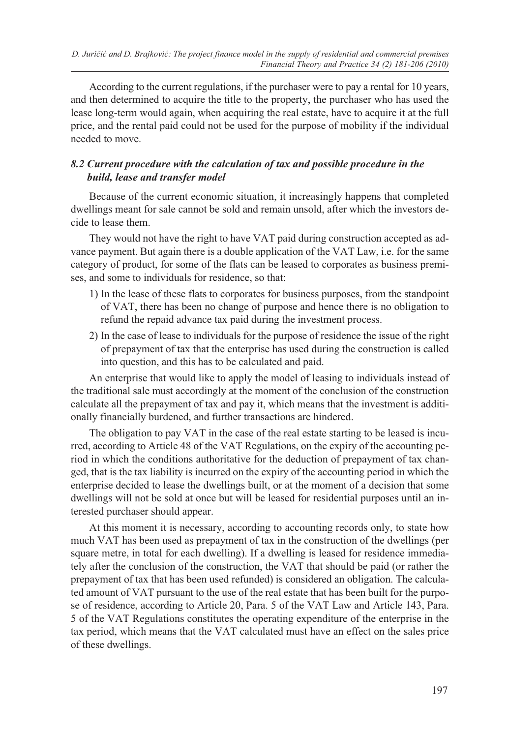According to the current regulations, if the purchaser were to pay a rental for 10 years, and then determined to acquire the title to the property, the purchaser who has used the lease long-term would again, when acquiring the real estate, have to acquire it at the full price, and the rental paid could not be used for the purpose of mobility if the individual needed to move.

### *8.2 Current procedure with the calculation of tax and possible procedure in the build, lease and transfer model*

Because of the current economic situation, it increasingly happens that completed dwellings meant for sale cannot be sold and remain unsold, after which the investors decide to lease them.

They would not have the right to have VAT paid during construction accepted as advance payment. But again there is a double application of the VAT Law, i.e. for the same category of product, for some of the flats can be leased to corporates as business premises, and some to individuals for residence, so that:

1) In the lease of these flats to corporates for business purposes, from the standpoint of VAT, there has been no change of purpose and hence there is no obligation to refund the repaid advance tax paid during the investment process.
2) In the case of lease to individuals for the purpose of residence the issue of the right of prepayment of tax that the enterprise has used during the construction is called into question, and this has to be calculated and paid.

An enterprise that would like to apply the model of leasing to individuals instead of the traditional sale must accordingly at the moment of the conclusion of the construction calculate all the prepayment of tax and pay it, which means that the investment is additionally financially burdened, and further transactions are hindered.

The obligation to pay VAT in the case of the real estate starting to be leased is incurred, according to Article 48 of the VAT Regulations, on the expiry of the accounting period in which the conditions authoritative for the deduction of prepayment of tax changed, that is the tax liability is incurred on the expiry of the accounting period in which the enterprise decided to lease the dwellings built, or at the moment of a decision that some dwellings will not be sold at once but will be leased for residential purposes until an interested purchaser should appear.

At this moment it is necessary, according to accounting records only, to state how much VAT has been used as prepayment of tax in the construction of the dwellings (per square metre, in total for each dwelling). If a dwelling is leased for residence immediately after the conclusion of the construction, the VAT that should be paid (or rather the prepayment of tax that has been used refunded) is considered an obligation. The calculated amount of VAT pursuant to the use of the real estate that has been built for the purpose of residence, according to Article 20, Para. 5 of the VAT Law and Article 143, Para. 5 of the VAT Regulations constitutes the operating expenditure of the enterprise in the tax period, which means that the VAT calculated must have an effect on the sales price of these dwellings.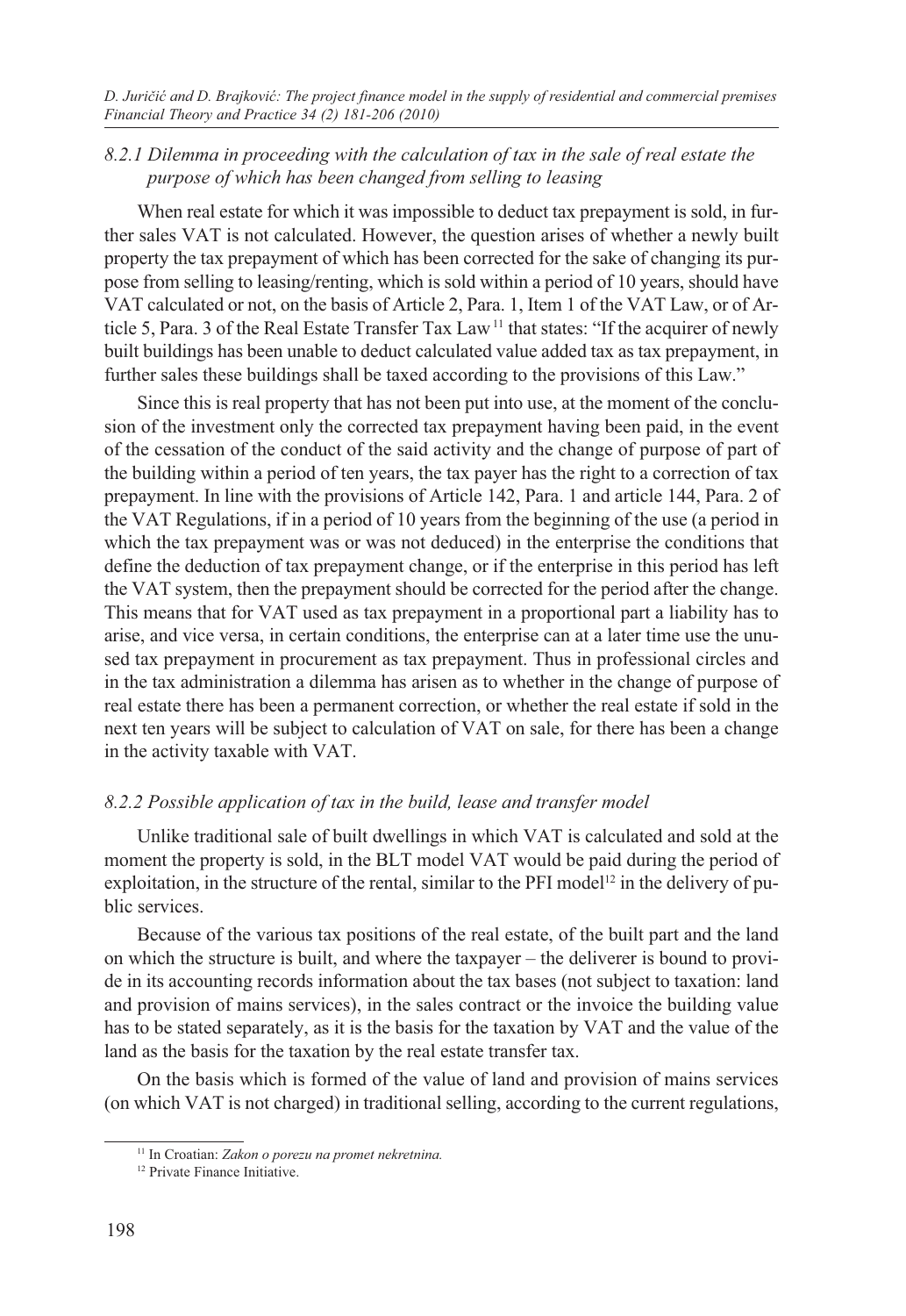### *8.2.1 Dilemma in proceeding with the calculation of tax in the sale of real estate the purpose of which has been changed from selling to leasing*

When real estate for which it was impossible to deduct tax prepayment is sold, in further sales VAT is not calculated. However, the question arises of whether a newly built property the tax prepayment of which has been corrected for the sake of changing its purpose from selling to leasing/renting, which is sold within a period of 10 years, should have VAT calculated or not, on the basis of Article 2, Para. 1, Item 1 of the VAT Law, or of Article 5, Para. 3 of the Real Estate Transfer Tax Law[11] that states: "If the acquirer of newly built buildings has been unable to deduct calculated value added tax as tax prepayment, in further sales these buildings shall be taxed according to the provisions of this Law."

Since this is real property that has not been put into use, at the moment of the conclusion of the investment only the corrected tax prepayment having been paid, in the event of the cessation of the conduct of the said activity and the change of purpose of part of the building within a period of ten years, the tax payer has the right to a correction of tax prepayment. In line with the provisions of Article 142, Para. 1 and article 144, Para. 2 of the VAT Regulations, if in a period of 10 years from the beginning of the use (a period in which the tax prepayment was or was not deduced) in the enterprise the conditions that define the deduction of tax prepayment change, or if the enterprise in this period has left the VAT system, then the prepayment should be corrected for the period after the change. This means that for VAT used as tax prepayment in a proportional part a liability has to arise, and vice versa, in certain conditions, the enterprise can at a later time use the unused tax prepayment in procurement as tax prepayment. Thus in professional circles and in the tax administration a dilemma has arisen as to whether in the change of purpose of real estate there has been a permanent correction, or whether the real estate if sold in the next ten years will be subject to calculation of VAT on sale, for there has been a change in the activity taxable with VAT.

### *8.2.2 Possible application of tax in the build, lease and transfer model*

Unlike traditional sale of built dwellings in which VAT is calculated and sold at the moment the property is sold, in the BLT model VAT would be paid during the period of exploitation, in the structure of the rental, similar to the PFI model[12] in the delivery of public services.

Because of the various tax positions of the real estate, of the built part and the land on which the structure is built, and where the taxpayer – the deliverer is bound to provide in its accounting records information about the tax bases (not subject to taxation: land and provision of mains services), in the sales contract or the invoice the building value has to be stated separately, as it is the basis for the taxation by VAT and the value of the land as the basis for the taxation by the real estate transfer tax.

On the basis which is formed of the value of land and provision of mains services (on which VAT is not charged) in traditional selling, according to the current regulations,

---

[11] In Croatian: *Zakon o porezu na promet nekretnina.*

[12] Private Finance Initiative.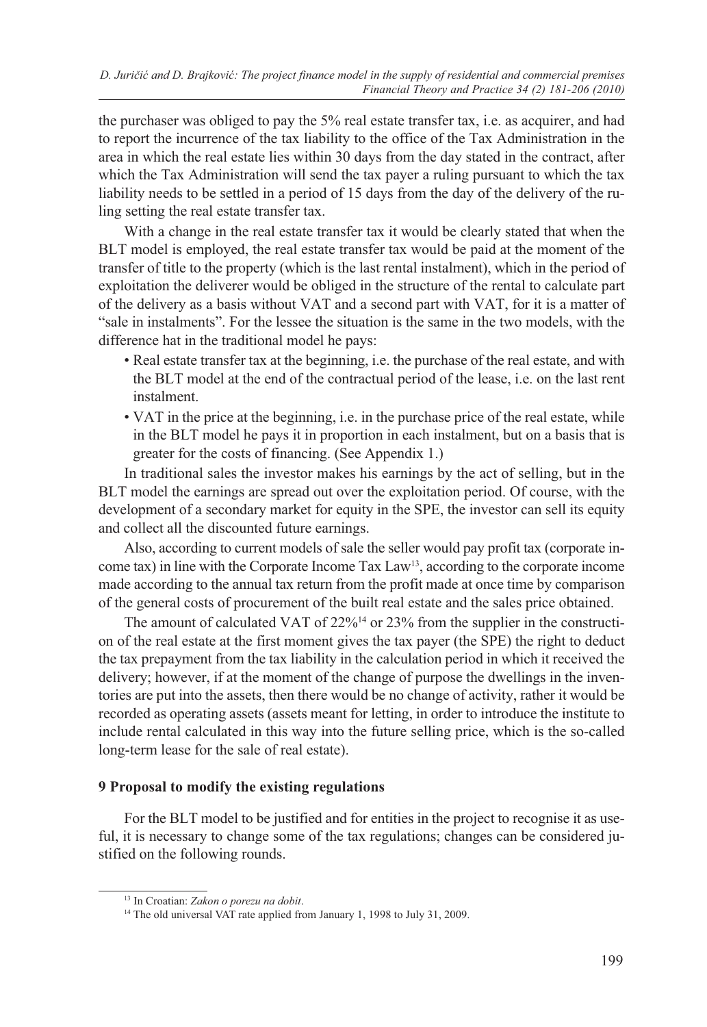the purchaser was obliged to pay the 5% real estate transfer tax, i.e. as acquirer, and had to report the incurrence of the tax liability to the office of the Tax Administration in the area in which the real estate lies within 30 days from the day stated in the contract, after which the Tax Administration will send the tax payer a ruling pursuant to which the tax liability needs to be settled in a period of 15 days from the day of the delivery of the ruling setting the real estate transfer tax.

With a change in the real estate transfer tax it would be clearly stated that when the BLT model is employed, the real estate transfer tax would be paid at the moment of the transfer of title to the property (which is the last rental instalment), which in the period of exploitation the deliverer would be obliged in the structure of the rental to calculate part of the delivery as a basis without VAT and a second part with VAT, for it is a matter of "sale in instalments". For the lessee the situation is the same in the two models, with the difference hat in the traditional model he pays:

- Real estate transfer tax at the beginning, i.e. the purchase of the real estate, and with the BLT model at the end of the contractual period of the lease, i.e. on the last rent instalment.
- VAT in the price at the beginning, i.e. in the purchase price of the real estate, while in the BLT model he pays it in proportion in each instalment, but on a basis that is greater for the costs of financing. (See Appendix 1.)

In traditional sales the investor makes his earnings by the act of selling, but in the BLT model the earnings are spread out over the exploitation period. Of course, with the development of a secondary market for equity in the SPE, the investor can sell its equity and collect all the discounted future earnings.

Also, according to current models of sale the seller would pay profit tax (corporate income tax) in line with the Corporate Income Tax Law[13], according to the corporate income made according to the annual tax return from the profit made at once time by comparison of the general costs of procurement of the built real estate and the sales price obtained.

The amount of calculated VAT of 22%[14] or 23% from the supplier in the construction of the real estate at the first moment gives the tax payer (the SPE) the right to deduct the tax prepayment from the tax liability in the calculation period in which it received the delivery; however, if at the moment of the change of purpose the dwellings in the inventories are put into the assets, then there would be no change of activity, rather it would be recorded as operating assets (assets meant for letting, in order to introduce the institute to include rental calculated in this way into the future selling price, which is the so-called long-term lease for the sale of real estate).

## 9 Proposal to modify the existing regulations

For the BLT model to be justified and for entities in the project to recognise it as useful, it is necessary to change some of the tax regulations; changes can be considered justified on the following rounds.

[13] In Croatian: *Zakon o porezu na dobit*.

[14] The old universal VAT rate applied from January 1, 1998 to July 31, 2009.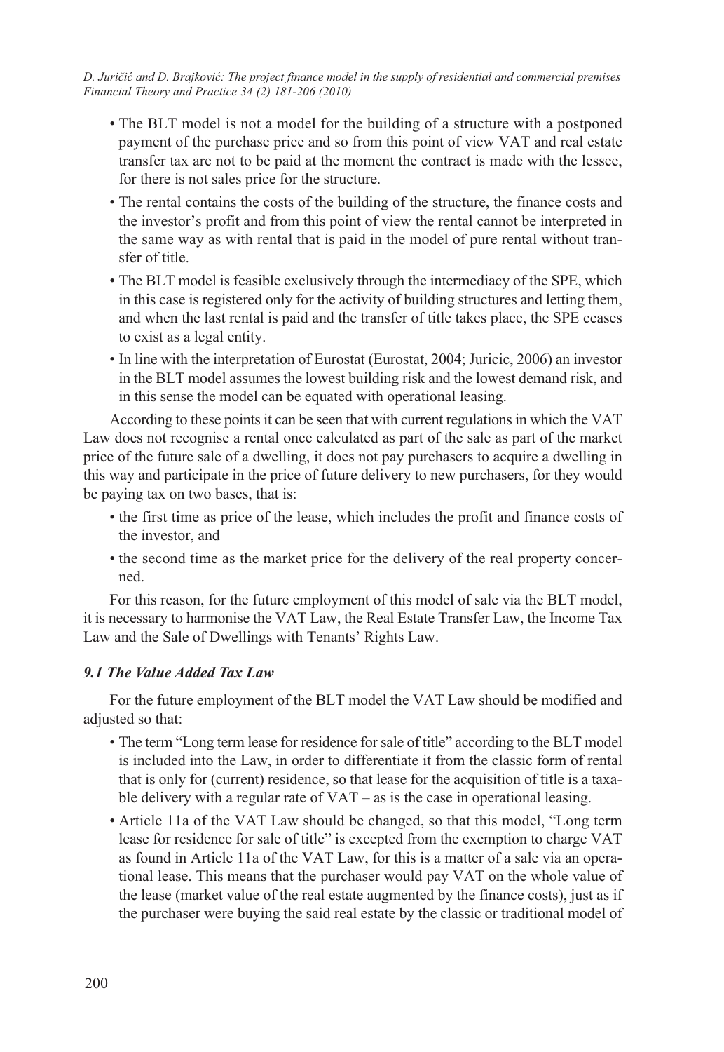- The BLT model is not a model for the building of a structure with a postponed payment of the purchase price and so from this point of view VAT and real estate transfer tax are not to be paid at the moment the contract is made with the lessee, for there is not sales price for the structure.
- The rental contains the costs of the building of the structure, the finance costs and the investor's profit and from this point of view the rental cannot be interpreted in the same way as with rental that is paid in the model of pure rental without transfer of title.
- The BLT model is feasible exclusively through the intermediacy of the SPE, which in this case is registered only for the activity of building structures and letting them, and when the last rental is paid and the transfer of title takes place, the SPE ceases to exist as a legal entity.
- In line with the interpretation of Eurostat (Eurostat, 2004; Juricic, 2006) an investor in the BLT model assumes the lowest building risk and the lowest demand risk, and in this sense the model can be equated with operational leasing.

According to these points it can be seen that with current regulations in which the VAT Law does not recognise a rental once calculated as part of the sale as part of the market price of the future sale of a dwelling, it does not pay purchasers to acquire a dwelling in this way and participate in the price of future delivery to new purchasers, for they would be paying tax on two bases, that is:

- the first time as price of the lease, which includes the profit and finance costs of the investor, and
- the second time as the market price for the delivery of the real property concerned.

For this reason, for the future employment of this model of sale via the BLT model, it is necessary to harmonise the VAT Law, the Real Estate Transfer Law, the Income Tax Law and the Sale of Dwellings with Tenants' Rights Law.

### *9.1 The Value Added Tax Law*

For the future employment of the BLT model the VAT Law should be modified and adjusted so that:

- The term "Long term lease for residence for sale of title" according to the BLT model is included into the Law, in order to differentiate it from the classic form of rental that is only for (current) residence, so that lease for the acquisition of title is a taxable delivery with a regular rate of VAT – as is the case in operational leasing.
- Article 11a of the VAT Law should be changed, so that this model, "Long term lease for residence for sale of title" is excepted from the exemption to charge VAT as found in Article 11a of the VAT Law, for this is a matter of a sale via an operational lease. This means that the purchaser would pay VAT on the whole value of the lease (market value of the real estate augmented by the finance costs), just as if the purchaser were buying the said real estate by the classic or traditional model of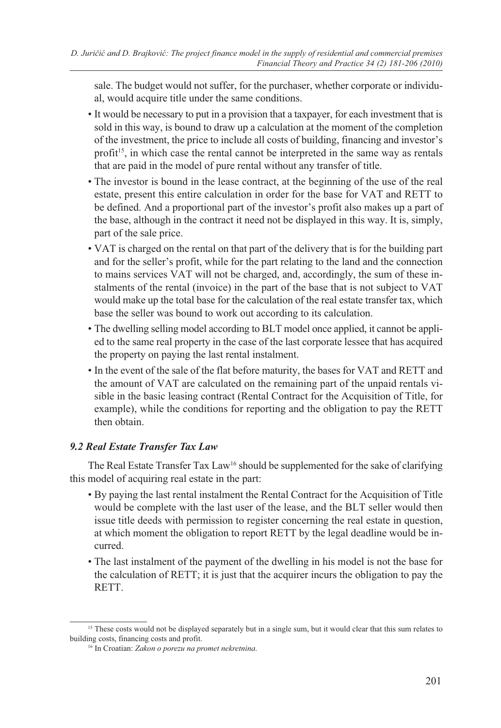sale. The budget would not suffer, for the purchaser, whether corporate or individual, would acquire title under the same conditions.

- It would be necessary to put in a provision that a taxpayer, for each investment that is sold in this way, is bound to draw up a calculation at the moment of the completion of the investment, the price to include all costs of building, financing and investor's profit[15], in which case the rental cannot be interpreted in the same way as rentals that are paid in the model of pure rental without any transfer of title.
- The investor is bound in the lease contract, at the beginning of the use of the real estate, present this entire calculation in order for the base for VAT and RETT to be defined. And a proportional part of the investor's profit also makes up a part of the base, although in the contract it need not be displayed in this way. It is, simply, part of the sale price.
- VAT is charged on the rental on that part of the delivery that is for the building part and for the seller's profit, while for the part relating to the land and the connection to mains services VAT will not be charged, and, accordingly, the sum of these instalments of the rental (invoice) in the part of the base that is not subject to VAT would make up the total base for the calculation of the real estate transfer tax, which base the seller was bound to work out according to its calculation.
- The dwelling selling model according to BLT model once applied, it cannot be applied to the same real property in the case of the last corporate lessee that has acquired the property on paying the last rental instalment.
- In the event of the sale of the flat before maturity, the bases for VAT and RETT and the amount of VAT are calculated on the remaining part of the unpaid rentals visible in the basic leasing contract (Rental Contract for the Acquisition of Title, for example), while the conditions for reporting and the obligation to pay the RETT then obtain.

### *9.2 Real Estate Transfer Tax Law*

The Real Estate Transfer Tax Law[16] should be supplemented for the sake of clarifying this model of acquiring real estate in the part:

- By paying the last rental instalment the Rental Contract for the Acquisition of Title would be complete with the last user of the lease, and the BLT seller would then issue title deeds with permission to register concerning the real estate in question, at which moment the obligation to report RETT by the legal deadline would be incurred.
- The last instalment of the payment of the dwelling in his model is not the base for the calculation of RETT; it is just that the acquirer incurs the obligation to pay the RETT.

---

[15] These costs would not be displayed separately but in a single sum, but it would clear that this sum relates to building costs, financing costs and profit.

[16] In Croatian: *Zakon o porezu na promet nekretnina*.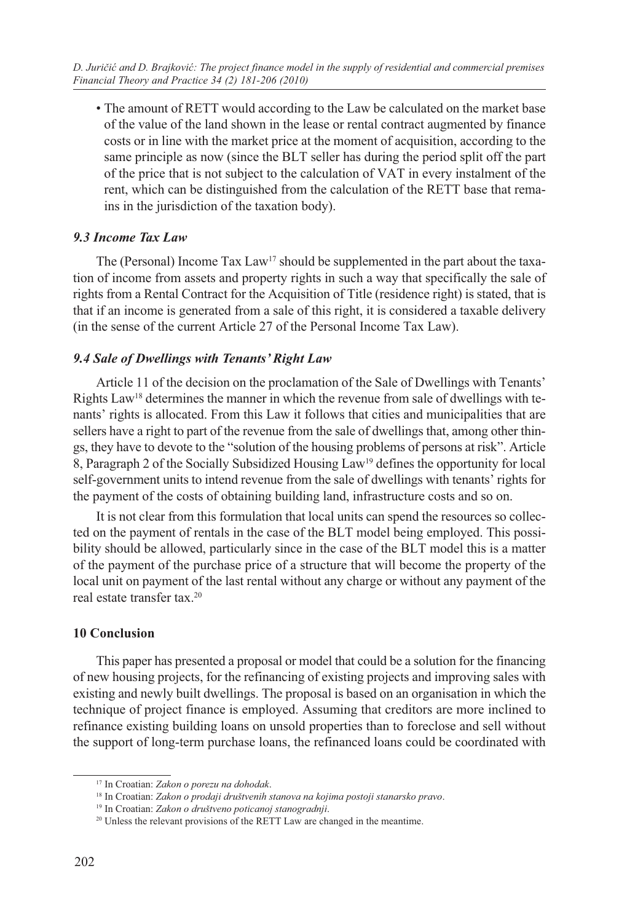- The amount of RETT would according to the Law be calculated on the market base of the value of the land shown in the lease or rental contract augmented by finance costs or in line with the market price at the moment of acquisition, according to the same principle as now (since the BLT seller has during the period split off the part of the price that is not subject to the calculation of VAT in every instalment of the rent, which can be distinguished from the calculation of the RETT base that remains in the jurisdiction of the taxation body).

### *9.3 Income Tax Law*

The (Personal) Income Tax Law[17] should be supplemented in the part about the taxation of income from assets and property rights in such a way that specifically the sale of rights from a Rental Contract for the Acquisition of Title (residence right) is stated, that is that if an income is generated from a sale of this right, it is considered a taxable delivery (in the sense of the current Article 27 of the Personal Income Tax Law).

### *9.4 Sale of Dwellings with Tenants' Right Law*

Article 11 of the decision on the proclamation of the Sale of Dwellings with Tenants' Rights Law[18] determines the manner in which the revenue from sale of dwellings with tenants' rights is allocated. From this Law it follows that cities and municipalities that are sellers have a right to part of the revenue from the sale of dwellings that, among other things, they have to devote to the "solution of the housing problems of persons at risk". Article 8, Paragraph 2 of the Socially Subsidized Housing Law[19] defines the opportunity for local self-government units to intend revenue from the sale of dwellings with tenants' rights for the payment of the costs of obtaining building land, infrastructure costs and so on.

It is not clear from this formulation that local units can spend the resources so collected on the payment of rentals in the case of the BLT model being employed. This possibility should be allowed, particularly since in the case of the BLT model this is a matter of the payment of the purchase price of a structure that will become the property of the local unit on payment of the last rental without any charge or without any payment of the real estate transfer tax.[20]

## 10 Conclusion

This paper has presented a proposal or model that could be a solution for the financing of new housing projects, for the refinancing of existing projects and improving sales with existing and newly built dwellings. The proposal is based on an organisation in which the technique of project finance is employed. Assuming that creditors are more inclined to refinance existing building loans on unsold properties than to foreclose and sell without the support of long-term purchase loans, the refinanced loans could be coordinated with

---

[17] In Croatian: *Zakon o porezu na dohodak*.

[18] In Croatian: *Zakon o prodaji društvenih stanova na kojima postoji stanarsko pravo*.

[19] In Croatian: *Zakon o društveno poticanoj stanogradnji*.

[20] Unless the relevant provisions of the RETT Law are changed in the meantime.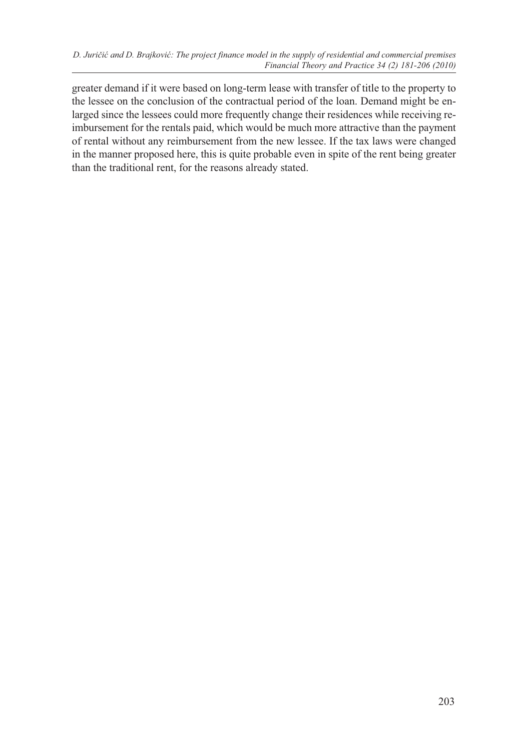greater demand if it were based on long-term lease with transfer of title to the property to the lessee on the conclusion of the contractual period of the loan. Demand might be enlarged since the lessees could more frequently change their residences while receiving reimbursement for the rentals paid, which would be much more attractive than the payment of rental without any reimbursement from the new lessee. If the tax laws were changed in the manner proposed here, this is quite probable even in spite of the rent being greater than the traditional rent, for the reasons already stated.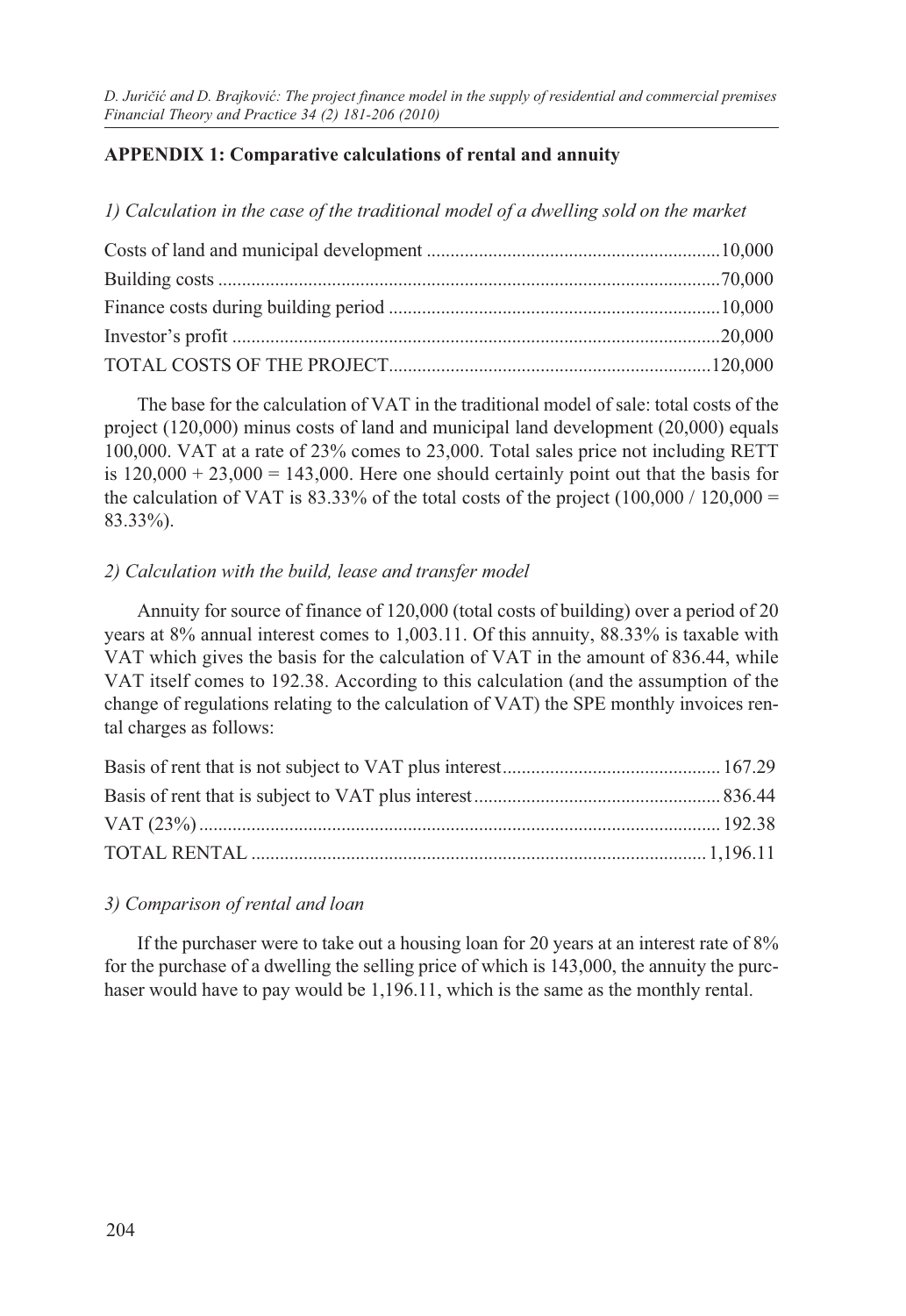**APPENDIX 1: Comparative calculations of rental and annuity**

*1) Calculation in the case of the traditional model of a dwelling sold on the market*

Costs of land and municipal development .............................................................10,000

Building costs .........................................................................................................70,000

Finance costs during building period .....................................................................10,000

Investor's profit ......................................................................................................20,000

TOTAL COSTS OF THE PROJECT...................................................................120,000

The base for the calculation of VAT in the traditional model of sale: total costs of the project (120,000) minus costs of land and municipal land development (20,000) equals 100,000. VAT at a rate of 23% comes to 23,000. Total sales price not including RETT is 120,000 + 23,000 = 143,000. Here one should certainly point out that the basis for the calculation of VAT is 83.33% of the total costs of the project (100,000 / 120,000 = 83.33%).

*2) Calculation with the build, lease and transfer model*

Annuity for source of finance of 120,000 (total costs of building) over a period of 20 years at 8% annual interest comes to 1,003.11. Of this annuity, 88.33% is taxable with VAT which gives the basis for the calculation of VAT in the amount of 836.44, while VAT itself comes to 192.38. According to this calculation (and the assumption of the change of regulations relating to the calculation of VAT) the SPE monthly invoices rental charges as follows:

Basis of rent that is not subject to VAT plus interest............................................. 167.29

Basis of rent that is subject to VAT plus interest................................................... 836.44

VAT (23%)............................................................................................................. 192.38

TOTAL RENTAL ............................................................................................... 1,196.11

*3) Comparison of rental and loan*

If the purchaser were to take out a housing loan for 20 years at an interest rate of 8% for the purchase of a dwelling the selling price of which is 143,000, the annuity the purchaser would have to pay would be 1,196.11, which is the same as the monthly rental.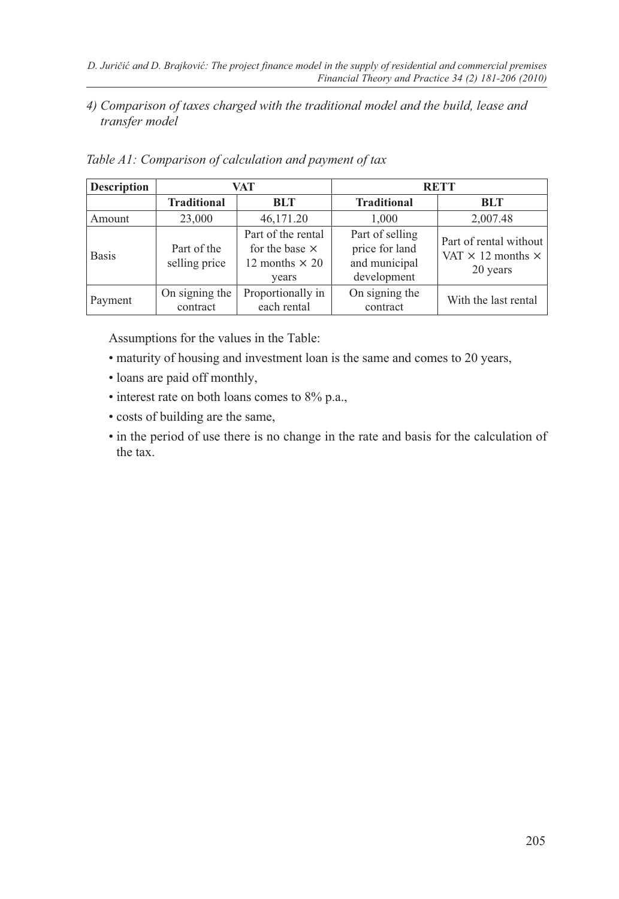*4) Comparison of taxes charged with the traditional model and the build, lease and transfer model*

*Table A1: Comparison of calculation and payment of tax*

| Description | VAT | | RETT | |
|---|---|---|---|---|
| | **Traditional** | **BLT** | **Traditional** | **BLT** |
| Amount | 23,000 | 46,171.20 | 1,000 | 2,007.48 |
| Basis | Part of the selling price | Part of the rental for the base × 12 months × 20 years | Part of selling price for land and municipal development | Part of rental without VAT × 12 months × 20 years |
| Payment | On signing the contract | Proportionally in each rental | On signing the contract | With the last rental |

Assumptions for the values in the Table:

- maturity of housing and investment loan is the same and comes to 20 years,
- loans are paid off monthly,
- interest rate on both loans comes to 8% p.a.,
- costs of building are the same,
- in the period of use there is no change in the rate and basis for the calculation of the tax.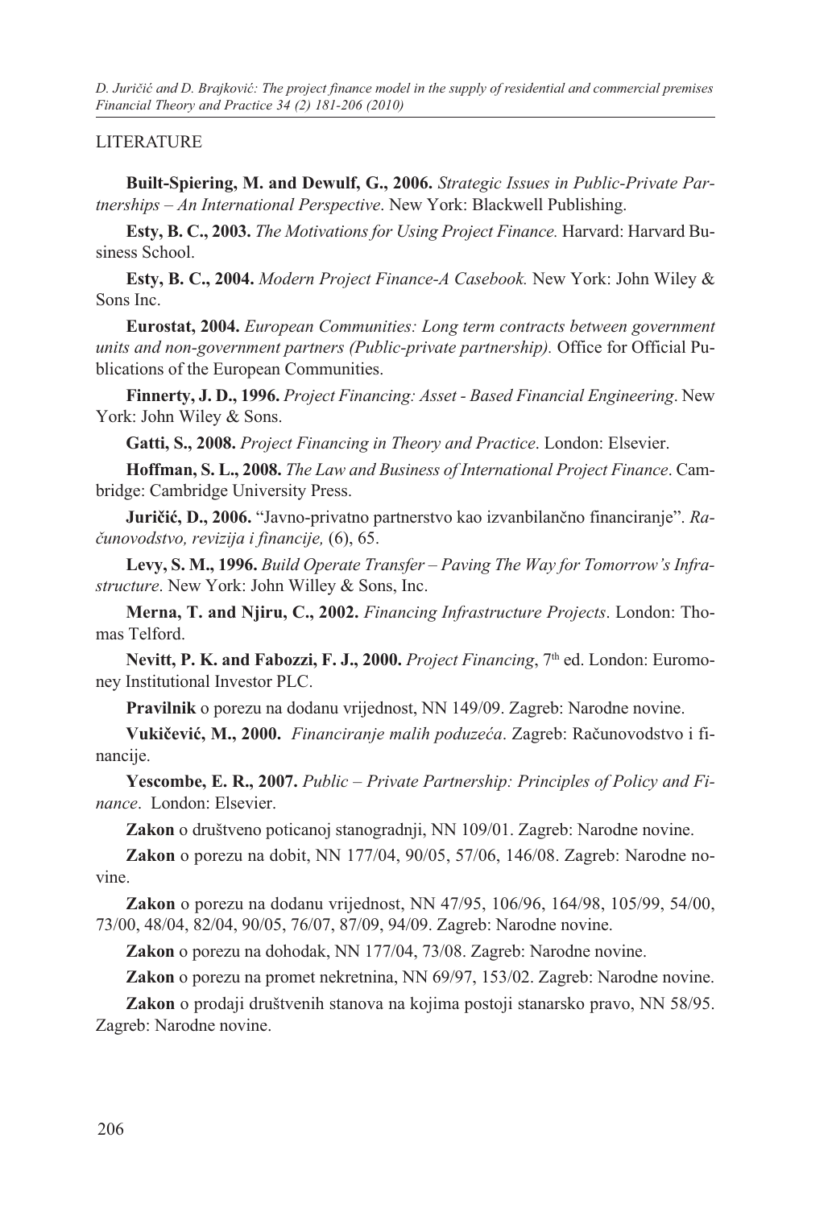## LITERATURE

**Built-Spiering, M. and Dewulf, G., 2006.** *Strategic Issues in Public-Private Partnerships – An International Perspective*. New York: Blackwell Publishing.

**Esty, B. C., 2003.** *The Motivations for Using Project Finance.* Harvard: Harvard Business School.

**Esty, B. C., 2004.** *Modern Project Finance-A Casebook.* New York: John Wiley & Sons Inc.

**Eurostat, 2004.** *European Communities: Long term contracts between government units and non-government partners (Public-private partnership).* Office for Official Publications of the European Communities.

**Finnerty, J. D., 1996.** *Project Financing: Asset - Based Financial Engineering*. New York: John Wiley & Sons.

**Gatti, S., 2008.** *Project Financing in Theory and Practice*. London: Elsevier.

**Hoffman, S. L., 2008.** *The Law and Business of International Project Finance*. Cambridge: Cambridge University Press.

**Juričić, D., 2006.** "Javno-privatno partnerstvo kao izvanbilančno financiranje". *Računovodstvo, revizija i financije,* (6), 65.

**Levy, S. M., 1996.** *Build Operate Transfer – Paving The Way for Tomorrow's Infrastructure*. New York: John Willey & Sons, Inc.

**Merna, T. and Njiru, C., 2002.** *Financing Infrastructure Projects*. London: Thomas Telford.

**Nevitt, P. K. and Fabozzi, F. J., 2000.** *Project Financing*, 7th ed. London: Euromoney Institutional Investor PLC.

**Pravilnik** o porezu na dodanu vrijednost, NN 149/09. Zagreb: Narodne novine.

**Vukičević, M., 2000.** *Financiranje malih poduzeća*. Zagreb: Računovodstvo i financije.

**Yescombe, E. R., 2007.** *Public – Private Partnership: Principles of Policy and Finance*. London: Elsevier.

**Zakon** o društveno poticanoj stanogradnji, NN 109/01. Zagreb: Narodne novine.

**Zakon** o porezu na dobit, NN 177/04, 90/05, 57/06, 146/08. Zagreb: Narodne novine.

**Zakon** o porezu na dodanu vrijednost, NN 47/95, 106/96, 164/98, 105/99, 54/00, 73/00, 48/04, 82/04, 90/05, 76/07, 87/09, 94/09. Zagreb: Narodne novine.

**Zakon** o porezu na dohodak, NN 177/04, 73/08. Zagreb: Narodne novine.

**Zakon** o porezu na promet nekretnina, NN 69/97, 153/02. Zagreb: Narodne novine.

**Zakon** o prodaji društvenih stanova na kojima postoji stanarsko pravo, NN 58/95. Zagreb: Narodne novine.